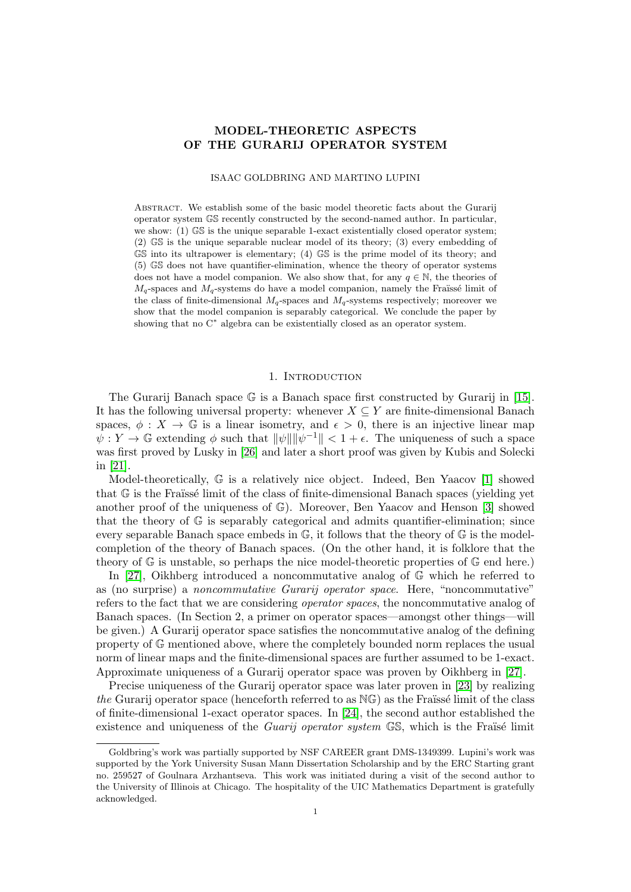# MODEL-THEORETIC ASPECTS OF THE GURARIJ OPERATOR SYSTEM

ISAAC GOLDBRING AND MARTINO LUPINI

Abstract. We establish some of the basic model theoretic facts about the Gurarij operator system $\mathbb{GS}$ recently constructed by the second-named author. In particular, we show: (1) $\mathbb{GS}$ is the unique separable 1-exact existentially closed operator system; (2) $\mathbb{GS}$ is the unique separable nuclear model of its theory; (3) every embedding of $\mathbb{GS}$ into its ultrapower is elementary; (4) $\mathbb{GS}$ is the prime model of its theory; and (5) $\mathbb{GS}$ does not have quantifier-elimination, whence the theory of operator systems does not have a model companion. We also show that, for any $q \in \mathbb{N}$, the theories of $M_q$-spaces and $M_q$-systems do have a model companion, namely the Fraïssé limit of the class of finite-dimensional $M_q$-spaces and $M_q$-systems respectively; moreover we show that the model companion is separably categorical. We conclude the paper by showing that no C* algebra can be existentially closed as an operator system.

## 1. Introduction

The Gurarij Banach space $\mathbb{G}$ is a Banach space first constructed by Gurarij in [15]. It has the following universal property: whenever $X \subseteq Y$ are finite-dimensional Banach spaces, $\phi : X \to \mathbb{G}$ is a linear isometry, and $\epsilon > 0$, there is an injective linear map $\psi : Y \to \mathbb{G}$ extending $\phi$ such that $\|\psi\|\|\psi^{-1}\| < 1 + \epsilon$. The uniqueness of such a space was first proved by Lusky in [26] and later a short proof was given by Kubis and Solecki in [21].

Model-theoretically, $\mathbb{G}$ is a relatively nice object. Indeed, Ben Yaacov [1] showed that $\mathbb{G}$ is the Fraïssé limit of the class of finite-dimensional Banach spaces (yielding yet another proof of the uniqueness of $\mathbb{G}$). Moreover, Ben Yaacov and Henson [3] showed that the theory of $\mathbb{G}$ is separably categorical and admits quantifier-elimination; since every separable Banach space embeds in $\mathbb{G}$, it follows that the theory of $\mathbb{G}$ is the model-completion of the theory of Banach spaces. (On the other hand, it is folklore that the theory of $\mathbb{G}$ is unstable, so perhaps the nice model-theoretic properties of $\mathbb{G}$ end here.)

In [27], Oikhberg introduced a noncommutative analog of $\mathbb{G}$ which he referred to as (no surprise) a *noncommutative Gurarij operator space*. Here, "noncommutative" refers to the fact that we are considering *operator spaces*, the noncommutative analog of Banach spaces. (In Section 2, a primer on operator spaces—amongst other things—will be given.) A Gurarij operator space satisfies the noncommutative analog of the defining property of $\mathbb{G}$ mentioned above, where the completely bounded norm replaces the usual norm of linear maps and the finite-dimensional spaces are further assumed to be 1-exact. Approximate uniqueness of a Gurarij operator space was proven by Oikhberg in [27].

Precise uniqueness of the Gurarij operator space was later proven in [23] by realizing *the* Gurarij operator space (henceforth referred to as $\mathbb{NG}$) as the Fraïssé limit of the class of finite-dimensional 1-exact operator spaces. In [24], the second author established the existence and uniqueness of the *Guarij operator system* $\mathbb{GS}$, which is the Fraïsé limit

Goldbring's work was partially supported by NSF CAREER grant DMS-1349399. Lupini's work was supported by the York University Susan Mann Dissertation Scholarship and by the ERC Starting grant no. 259527 of Goulnara Arzhantseva. This work was initiated during a visit of the second author to the University of Illinois at Chicago. The hospitality of the UIC Mathematics Department is gratefully acknowledged.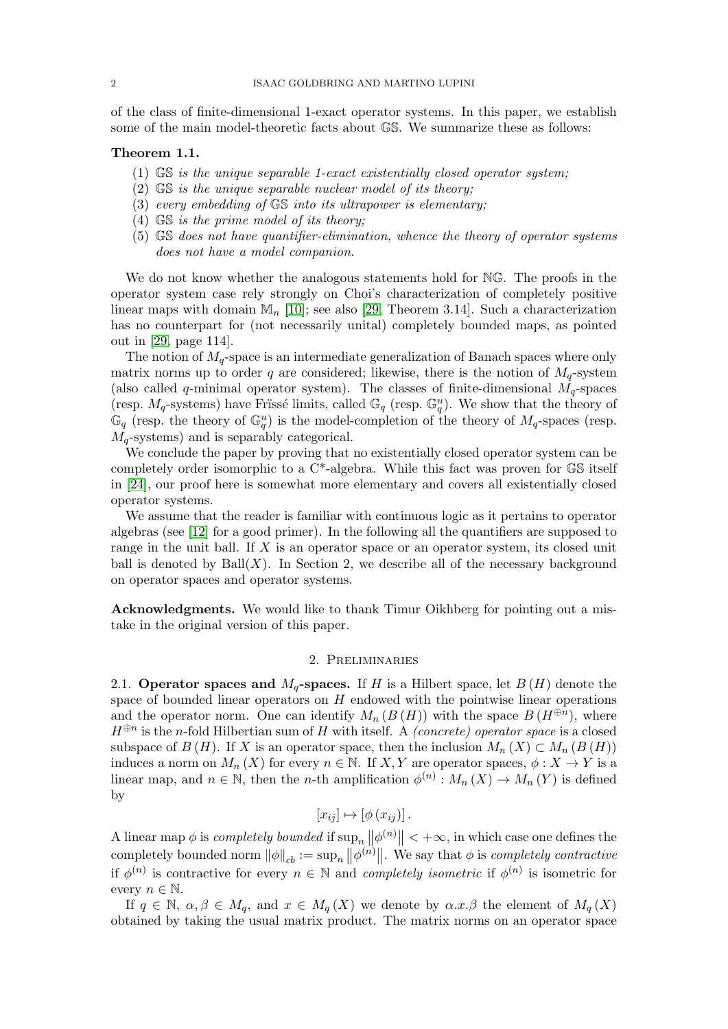of the class of finite-dimensional 1-exact operator systems. In this paper, we establish some of the main model-theoretic facts about $\mathbb{GS}$. We summarize these as follows:

**Theorem 1.1.**

1. *$\mathbb{GS}$ is the unique separable 1-exact existentially closed operator system;*
2. *$\mathbb{GS}$ is the unique separable nuclear model of its theory;*
3. *every embedding of $\mathbb{GS}$ into its ultrapower is elementary;*
4. *$\mathbb{GS}$ is the prime model of its theory;*
5. *$\mathbb{GS}$ does not have quantifier-elimination, whence the theory of operator systems does not have a model companion.*

We do not know whether the analogous statements hold for $\mathbb{NG}$. The proofs in the operator system case rely strongly on Choi's characterization of completely positive linear maps with domain $\mathbb{M}_n$ [10]; see also [29, Theorem 3.14]. Such a characterization has no counterpart for (not necessarily unital) completely bounded maps, as pointed out in [29, page 114].

The notion of $M_q$-space is an intermediate generalization of Banach spaces where only matrix norms up to order $q$ are considered; likewise, there is the notion of $M_q$-system (also called $q$-minimal operator system). The classes of finite-dimensional $M_q$-spaces (resp. $M_q$-systems) have Frïssé limits, called $\mathbb{G}_q$ (resp. $\mathbb{G}_q^u$). We show that the theory of $\mathbb{G}_q$ (resp. the theory of $\mathbb{G}_q^u$) is the model-completion of the theory of $M_q$-spaces (resp. $M_q$-systems) and is separably categorical.

We conclude the paper by proving that no existentially closed operator system can be completely order isomorphic to a C*-algebra. While this fact was proven for $\mathbb{GS}$ itself in [24], our proof here is somewhat more elementary and covers all existentially closed operator systems.

We assume that the reader is familiar with continuous logic as it pertains to operator algebras (see [12] for a good primer). In the following all the quantifiers are supposed to range in the unit ball. If $X$ is an operator space or an operator system, its closed unit ball is denoted by $\mathrm{Ball}(X)$. In Section 2, we describe all of the necessary background on operator spaces and operator systems.

**Acknowledgments.** We would like to thank Timur Oikhberg for pointing out a mistake in the original version of this paper.

## 2. Preliminaries

2.1. **Operator spaces and $M_q$-spaces.** If $H$ is a Hilbert space, let $B(H)$ denote the space of bounded linear operators on $H$ endowed with the pointwise linear operations and the operator norm. One can identify $M_n(B(H))$ with the space $B(H^{\oplus n})$, where $H^{\oplus n}$ is the $n$-fold Hilbertian sum of $H$ with itself. A *(concrete) operator space* is a closed subspace of $B(H)$. If $X$ is an operator space, then the inclusion $M_n(X) \subset M_n(B(H))$ induces a norm on $M_n(X)$ for every $n \in \mathbb{N}$. If $X, Y$ are operator spaces, $\phi : X \to Y$ is a linear map, and $n \in \mathbb{N}$, then the $n$-th amplification $\phi^{(n)} : M_n(X) \to M_n(Y)$ is defined by

$$[x_{ij}] \mapsto [\phi(x_{ij})].$$

A linear map $\phi$ is *completely bounded* if $\sup_n \|\phi^{(n)}\| < +\infty$, in which case one defines the completely bounded norm $\|\phi\|_{cb} := \sup_n \|\phi^{(n)}\|$. We say that $\phi$ is *completely contractive* if $\phi^{(n)}$ is contractive for every $n \in \mathbb{N}$ and *completely isometric* if $\phi^{(n)}$ is isometric for every $n \in \mathbb{N}$.

If $q \in \mathbb{N}$, $\alpha, \beta \in M_q$, and $x \in M_q(X)$ we denote by $\alpha.x.\beta$ the element of $M_q(X)$ obtained by taking the usual matrix product. The matrix norms on an operator space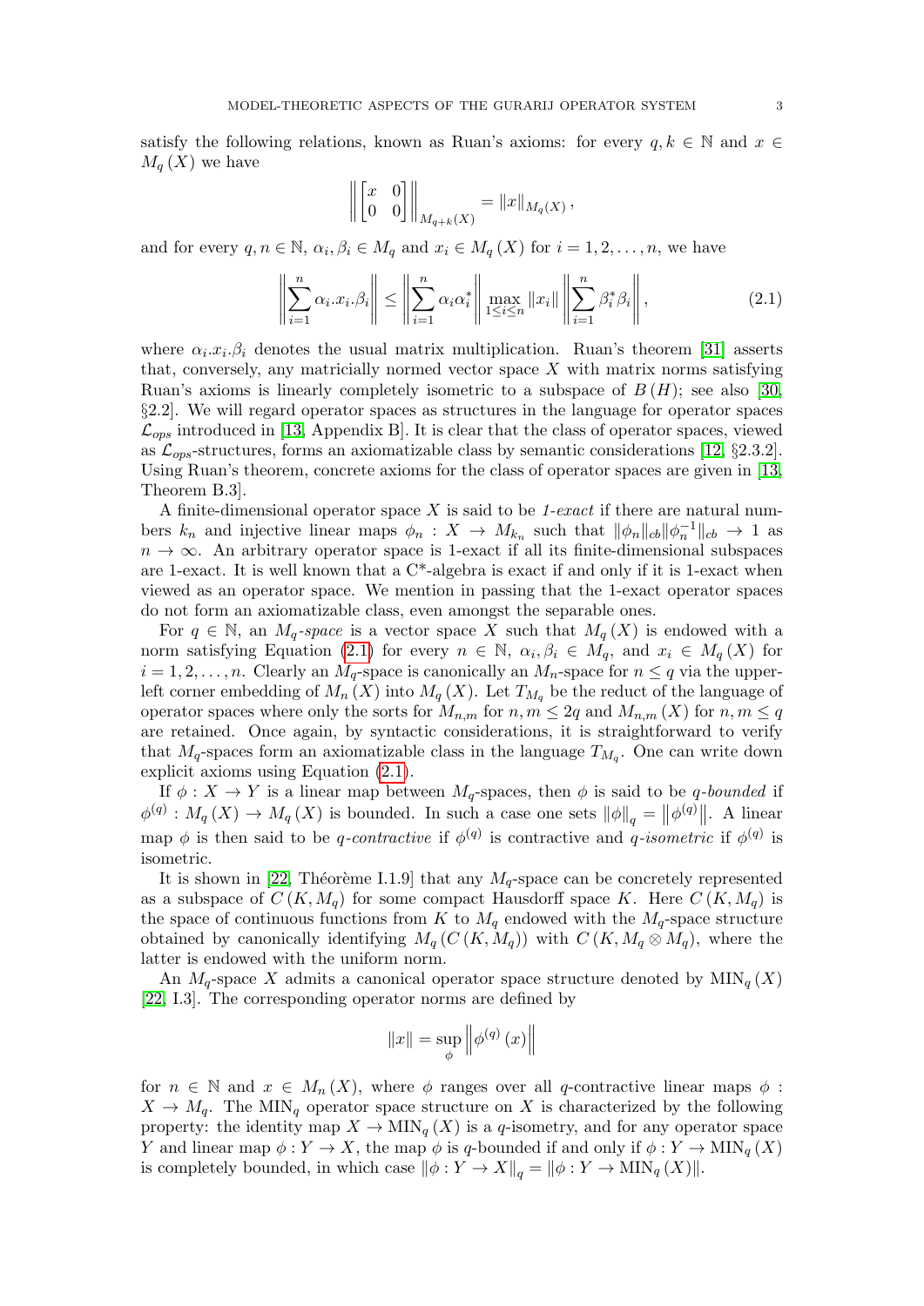satisfy the following relations, known as Ruan's axioms: for every $q, k \in \mathbb{N}$ and $x \in M_q(X)$ we have

$$\left\| \begin{bmatrix} x & 0 \\ 0 & 0 \end{bmatrix} \right\|_{M_{q+k}(X)} = \|x\|_{M_q(X)},$$

and for every $q, n \in \mathbb{N}$, $\alpha_i, \beta_i \in M_q$ and $x_i \in M_q(X)$ for $i = 1, 2, \ldots, n$, we have

$$\left\| \sum_{i=1}^{n} \alpha_i . x_i . \beta_i \right\| \leq \left\| \sum_{i=1}^{n} \alpha_i \alpha_i^* \right\| \max_{1 \leq i \leq n} \|x_i\| \left\| \sum_{i=1}^{n} \beta_i^* \beta_i \right\|, \tag{2.1}$$

where $\alpha_i . x_i . \beta_i$ denotes the usual matrix multiplication. Ruan's theorem [31] asserts that, conversely, any matricially normed vector space $X$ with matrix norms satisfying Ruan's axioms is linearly completely isometric to a subspace of $B(H)$; see also [30, §2.2]. We will regard operator spaces as structures in the language for operator spaces $\mathcal{L}_{ops}$ introduced in [13, Appendix B]. It is clear that the class of operator spaces, viewed as $\mathcal{L}_{ops}$-structures, forms an axiomatizable class by semantic considerations [12, §2.3.2]. Using Ruan's theorem, concrete axioms for the class of operator spaces are given in [13, Theorem B.3].

A finite-dimensional operator space $X$ is said to be *1-exact* if there are natural numbers $k_n$ and injective linear maps $\phi_n : X \to M_{k_n}$ such that $\|\phi_n\|_{cb} \|\phi_n^{-1}\|_{cb} \to 1$ as $n \to \infty$. An arbitrary operator space is 1-exact if all its finite-dimensional subspaces are 1-exact. It is well known that a C*-algebra is exact if and only if it is 1-exact when viewed as an operator space. We mention in passing that the 1-exact operator spaces do not form an axiomatizable class, even amongst the separable ones.

For $q \in \mathbb{N}$, an *$M_q$-space* is a vector space $X$ such that $M_q(X)$ is endowed with a norm satisfying Equation (2.1) for every $n \in \mathbb{N}$, $\alpha_i, \beta_i \in M_q$, and $x_i \in M_q(X)$ for $i = 1, 2, \ldots, n$. Clearly an $M_q$-space is canonically an $M_n$-space for $n \leq q$ via the upper-left corner embedding of $M_n(X)$ into $M_q(X)$. Let $T_{M_q}$ be the reduct of the language of operator spaces where only the sorts for $M_{n,m}$ for $n, m \leq 2q$ and $M_{n,m}(X)$ for $n, m \leq q$ are retained. Once again, by syntactic considerations, it is straightforward to verify that $M_q$-spaces form an axiomatizable class in the language $T_{M_q}$. One can write down explicit axioms using Equation (2.1).

If $\phi : X \to Y$ is a linear map between $M_q$-spaces, then $\phi$ is said to be *$q$-bounded* if $\phi^{(q)} : M_q(X) \to M_q(X)$ is bounded. In such a case one sets $\|\phi\|_q = \left\|\phi^{(q)}\right\|$. A linear map $\phi$ is then said to be *$q$-contractive* if $\phi^{(q)}$ is contractive and *$q$-isometric* if $\phi^{(q)}$ is isometric.

It is shown in [22, Théorème I.1.9] that any $M_q$-space can be concretely represented as a subspace of $C(K, M_q)$ for some compact Hausdorff space $K$. Here $C(K, M_q)$ is the space of continuous functions from $K$ to $M_q$ endowed with the $M_q$-space structure obtained by canonically identifying $M_q(C(K, M_q))$ with $C(K, M_q \otimes M_q)$, where the latter is endowed with the uniform norm.

An $M_q$-space $X$ admits a canonical operator space structure denoted by $\mathrm{MIN}_q(X)$ [22, I.3]. The corresponding operator norms are defined by

$$\|x\| = \sup_{\phi} \left\| \phi^{(q)}(x) \right\|$$

for $n \in \mathbb{N}$ and $x \in M_n(X)$, where $\phi$ ranges over all $q$-contractive linear maps $\phi : X \to M_q$. The $\mathrm{MIN}_q$ operator space structure on $X$ is characterized by the following property: the identity map $X \to \mathrm{MIN}_q(X)$ is a $q$-isometry, and for any operator space $Y$ and linear map $\phi : Y \to X$, the map $\phi$ is $q$-bounded if and only if $\phi : Y \to \mathrm{MIN}_q(X)$ is completely bounded, in which case $\|\phi : Y \to X\|_q = \|\phi : Y \to \mathrm{MIN}_q(X)\|$.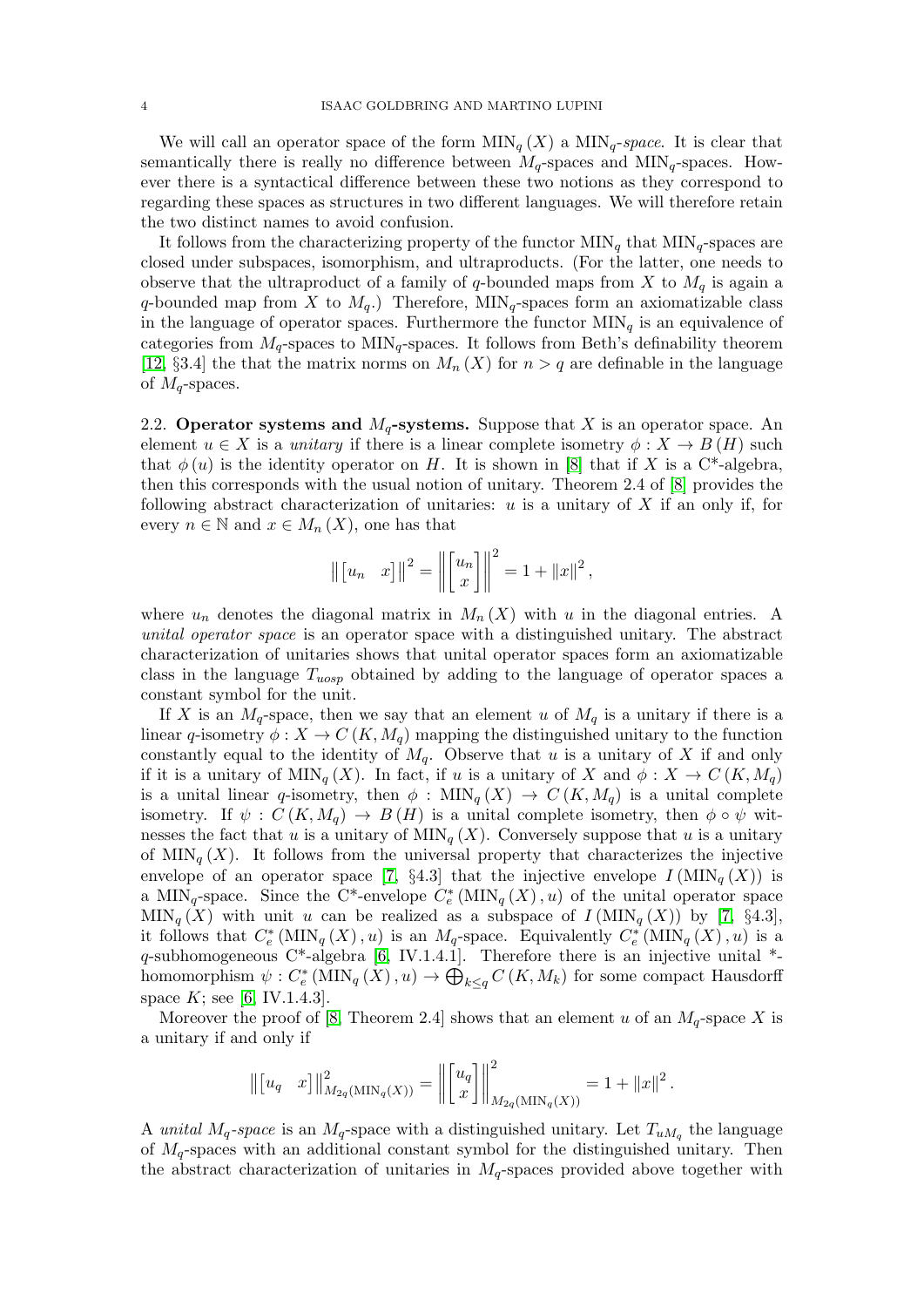We will call an operator space of the form $\mathrm{MIN}_q(X)$ a $\mathrm{MIN}_q$*-space*. It is clear that semantically there is really no difference between $M_q$-spaces and $\mathrm{MIN}_q$-spaces. However there is a syntactical difference between these two notions as they correspond to regarding these spaces as structures in two different languages. We will therefore retain the two distinct names to avoid confusion.

It follows from the characterizing property of the functor $\mathrm{MIN}_q$ that $\mathrm{MIN}_q$-spaces are closed under subspaces, isomorphism, and ultraproducts. (For the latter, one needs to observe that the ultraproduct of a family of $q$-bounded maps from $X$ to $M_q$ is again a $q$-bounded map from $X$ to $M_q$.) Therefore, $\mathrm{MIN}_q$-spaces form an axiomatizable class in the language of operator spaces. Furthermore the functor $\mathrm{MIN}_q$ is an equivalence of categories from $M_q$-spaces to $\mathrm{MIN}_q$-spaces. It follows from Beth's definability theorem [12, §3.4] the that the matrix norms on $M_n(X)$ for $n > q$ are definable in the language of $M_q$-spaces.

## 2.2. Operator systems and $M_q$-systems.

Suppose that $X$ is an operator space. An element $u \in X$ is a *unitary* if there is a linear complete isometry $\phi : X \to B(H)$ such that $\phi(u)$ is the identity operator on $H$. It is shown in [8] that if $X$ is a C*-algebra, then this corresponds with the usual notion of unitary. Theorem 2.4 of [8] provides the following abstract characterization of unitaries: $u$ is a unitary of $X$ if an only if, for every $n \in \mathbb{N}$ and $x \in M_n(X)$, one has that

$$\left\| \begin{bmatrix} u_n & x \end{bmatrix} \right\|^2 = \left\| \begin{bmatrix} u_n \\ x \end{bmatrix} \right\|^2 = 1 + \|x\|^2,$$

where $u_n$ denotes the diagonal matrix in $M_n(X)$ with $u$ in the diagonal entries. A *unital operator space* is an operator space with a distinguished unitary. The abstract characterization of unitaries shows that unital operator spaces form an axiomatizable class in the language $T_{uosp}$ obtained by adding to the language of operator spaces a constant symbol for the unit.

If $X$ is an $M_q$-space, then we say that an element $u$ of $M_q$ is a unitary if there is a linear $q$-isometry $\phi : X \to C(K, M_q)$ mapping the distinguished unitary to the function constantly equal to the identity of $M_q$. Observe that $u$ is a unitary of $X$ if and only if it is a unitary of $\mathrm{MIN}_q(X)$. In fact, if $u$ is a unitary of $X$ and $\phi : X \to C(K, M_q)$ is a unital linear $q$-isometry, then $\phi : \mathrm{MIN}_q(X) \to C(K, M_q)$ is a unital complete isometry. If $\psi : C(K, M_q) \to B(H)$ is a unital complete isometry, then $\phi \circ \psi$ witnesses the fact that $u$ is a unitary of $\mathrm{MIN}_q(X)$. Conversely suppose that $u$ is a unitary of $\mathrm{MIN}_q(X)$. It follows from the universal property that characterizes the injective envelope of an operator space [7, §4.3] that the injective envelope $I(\mathrm{MIN}_q(X))$ is a $\mathrm{MIN}_q$-space. Since the C*-envelope $C^*_e(\mathrm{MIN}_q(X), u)$ of the unital operator space $\mathrm{MIN}_q(X)$ with unit $u$ can be realized as a subspace of $I(\mathrm{MIN}_q(X))$ by [7, §4.3], it follows that $C^*_e(\mathrm{MIN}_q(X), u)$ is an $M_q$-space. Equivalently $C^*_e(\mathrm{MIN}_q(X), u)$ is a $q$-subhomogeneous C*-algebra [6, IV.1.4.1]. Therefore there is an injective unital *-homomorphism $\psi : C^*_e(\mathrm{MIN}_q(X), u) \to \bigoplus_{k \leq q} C(K, M_k)$ for some compact Hausdorff space $K$; see [6, IV.1.4.3].

Moreover the proof of [8, Theorem 2.4] shows that an element $u$ of an $M_q$-space $X$ is a unitary if and only if

$$\left\| \begin{bmatrix} u_q & x \end{bmatrix} \right\|^2_{M_{2q}(\mathrm{MIN}_q(X))} = \left\| \begin{bmatrix} u_q \\ x \end{bmatrix} \right\|^2_{M_{2q}(\mathrm{MIN}_q(X))} = 1 + \|x\|^2.$$

A *unital* $M_q$*-space* is an $M_q$-space with a distinguished unitary. Let $T_{uM_q}$ the language of $M_q$-spaces with an additional constant symbol for the distinguished unitary. Then the abstract characterization of unitaries in $M_q$-spaces provided above together with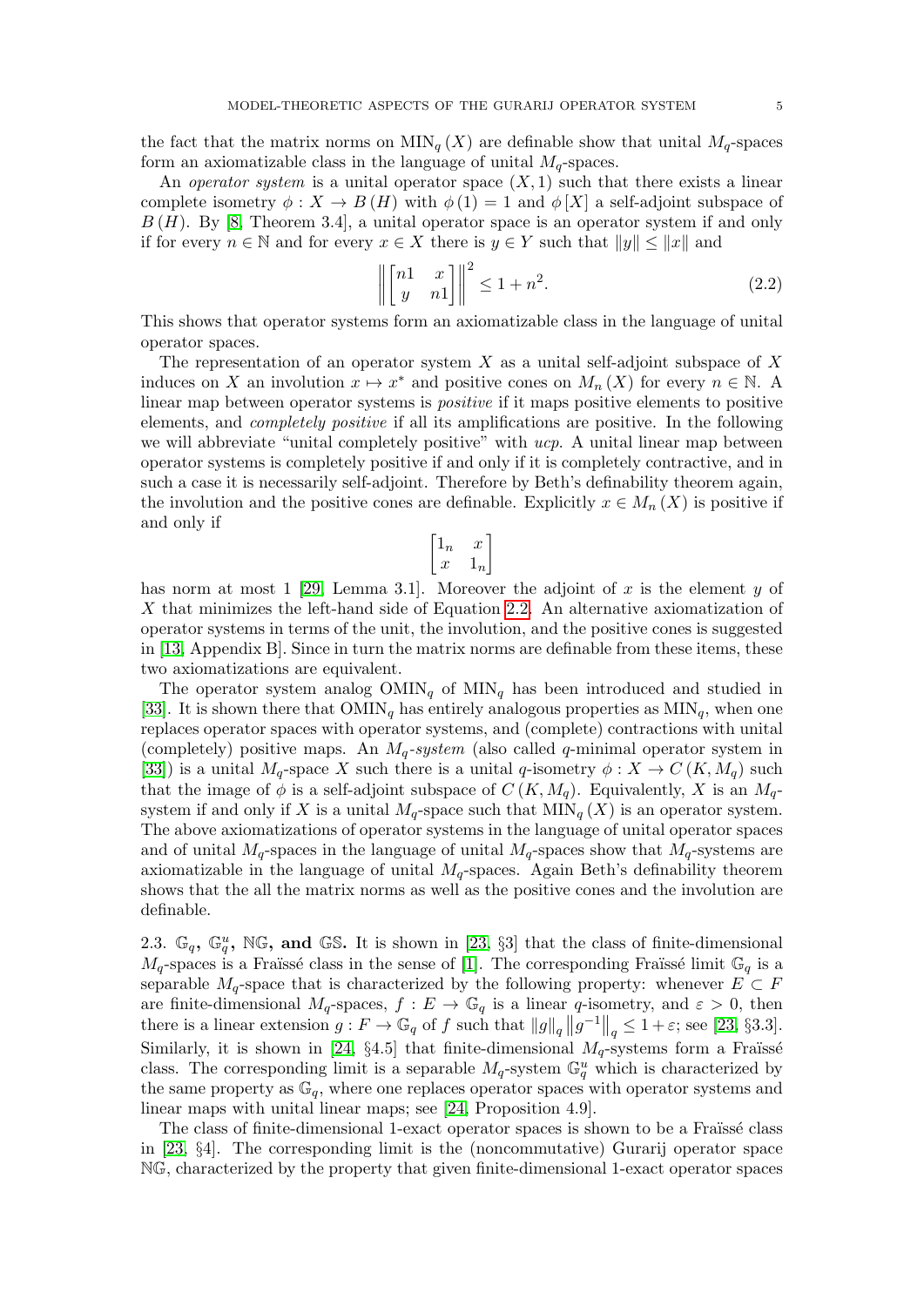the fact that the matrix norms on $\mathrm{MIN}_q(X)$ are definable show that unital $M_q$-spaces form an axiomatizable class in the language of unital $M_q$-spaces.

An *operator system* is a unital operator space $(X, 1)$ such that there exists a linear complete isometry $\phi : X \to B(H)$ with $\phi(1) = 1$ and $\phi[X]$ a self-adjoint subspace of $B(H)$. By [8, Theorem 3.4], a unital operator space is an operator system if and only if for every $n \in \mathbb{N}$ and for every $x \in X$ there is $y \in Y$ such that $\|y\| \leq \|x\|$ and

$$\left\| \begin{bmatrix} n1 & x \\ y & n1 \end{bmatrix} \right\|^2 \leq 1 + n^2. \tag{2.2}$$

This shows that operator systems form an axiomatizable class in the language of unital operator spaces.

The representation of an operator system $X$ as a unital self-adjoint subspace of $X$ induces on $X$ an involution $x \mapsto x^*$ and positive cones on $M_n(X)$ for every $n \in \mathbb{N}$. A linear map between operator systems is *positive* if it maps positive elements to positive elements, and *completely positive* if all its amplifications are positive. In the following we will abbreviate "unital completely positive" with *ucp*. A unital linear map between operator systems is completely positive if and only if it is completely contractive, and in such a case it is necessarily self-adjoint. Therefore by Beth's definability theorem again, the involution and the positive cones are definable. Explicitly $x \in M_n(X)$ is positive if and only if

$$\begin{bmatrix} 1_n & x \\ x & 1_n \end{bmatrix}$$

has norm at most 1 [29, Lemma 3.1]. Moreover the adjoint of $x$ is the element $y$ of $X$ that minimizes the left-hand side of Equation 2.2. An alternative axiomatization of operator systems in terms of the unit, the involution, and the positive cones is suggested in [13, Appendix B]. Since in turn the matrix norms are definable from these items, these two axiomatizations are equivalent.

The operator system analog $\mathrm{OMIN}_q$ of $\mathrm{MIN}_q$ has been introduced and studied in [33]. It is shown there that $\mathrm{OMIN}_q$ has entirely analogous properties as $\mathrm{MIN}_q$, when one replaces operator spaces with operator systems, and (complete) contractions with unital (completely) positive maps. An *$M_q$-system* (also called $q$-minimal operator system in [33]) is a unital $M_q$-space $X$ such there is a unital $q$-isometry $\phi : X \to C(K, M_q)$ such that the image of $\phi$ is a self-adjoint subspace of $C(K, M_q)$. Equivalently, $X$ is an $M_q$-system if and only if $X$ is a unital $M_q$-space such that $\mathrm{MIN}_q(X)$ is an operator system. The above axiomatizations of operator systems in the language of unital operator spaces and of unital $M_q$-spaces in the language of unital $M_q$-spaces show that $M_q$-systems are axiomatizable in the language of unital $M_q$-spaces. Again Beth's definability theorem shows that the all the matrix norms as well as the positive cones and the involution are definable.

**2.3. $\mathbb{G}_q$, $\mathbb{G}_q^u$, $\mathbb{NG}$, and $\mathbb{GS}$.** It is shown in [23, §3] that the class of finite-dimensional $M_q$-spaces is a Fraïssé class in the sense of [1]. The corresponding Fraïssé limit $\mathbb{G}_q$ is a separable $M_q$-space that is characterized by the following property: whenever $E \subset F$ are finite-dimensional $M_q$-spaces, $f : E \to \mathbb{G}_q$ is a linear $q$-isometry, and $\varepsilon > 0$, then there is a linear extension $g : F \to \mathbb{G}_q$ of $f$ such that $\|g\|_q \|g^{-1}\|_q \leq 1 + \varepsilon$; see [23, §3.3]. Similarly, it is shown in [24, §4.5] that finite-dimensional $M_q$-systems form a Fraïssé class. The corresponding limit is a separable $M_q$-system $\mathbb{G}_q^u$ which is characterized by the same property as $\mathbb{G}_q$, where one replaces operator spaces with operator systems and linear maps with unital linear maps; see [24, Proposition 4.9].

The class of finite-dimensional 1-exact operator spaces is shown to be a Fraïssé class in [23, §4]. The corresponding limit is the (noncommutative) Gurarij operator space $\mathbb{NG}$, characterized by the property that given finite-dimensional 1-exact operator spaces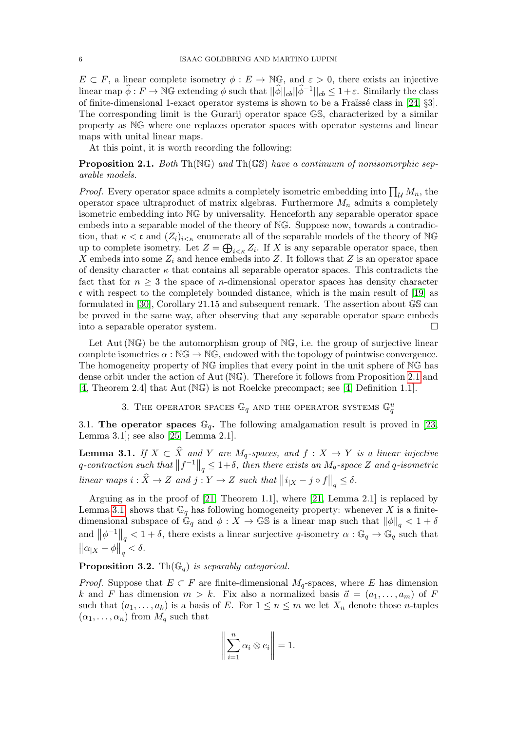$E \subset F$, a linear complete isometry $\phi : E \to \mathbb{NG}$, and $\varepsilon > 0$, there exists an injective linear map $\widehat{\phi} : F \to \mathbb{NG}$ extending $\phi$ such that $||\widehat{\phi}||_{cb}||\widehat{\phi}^{-1}||_{cb} \leq 1+\varepsilon$. Similarly the class of finite-dimensional 1-exact operator systems is shown to be a Fraïssé class in [24, §3]. The corresponding limit is the Gurarij operator space $\mathbb{GS}$, characterized by a similar property as $\mathbb{NG}$ where one replaces operator spaces with operator systems and linear maps with unital linear maps.

At this point, it is worth recording the following:

**Proposition 2.1.** *Both* $\mathrm{Th}(\mathbb{NG})$ *and* $\mathrm{Th}(\mathbb{GS})$ *have a continuum of nonisomorphic separable models.*

*Proof.* Every operator space admits a completely isometric embedding into $\prod_{\mathcal{U}} M_n$, the operator space ultraproduct of matrix algebras. Furthermore $M_n$ admits a completely isometric embedding into $\mathbb{NG}$ by universality. Henceforth any separable operator space embeds into a separable model of the theory of $\mathbb{NG}$. Suppose now, towards a contradiction, that $\kappa < \mathfrak{c}$ and $(Z_i)_{i<\kappa}$ enumerate all of the separable models of the theory of $\mathbb{NG}$ up to complete isometry. Let $Z = \bigoplus_{i<\kappa} Z_i$. If $X$ is any separable operator space, then $X$ embeds into some $Z_i$ and hence embeds into $Z$. It follows that $Z$ is an operator space of density character $\kappa$ that contains all separable operator spaces. This contradicts the fact that for $n \geq 3$ the space of $n$-dimensional operator spaces has density character $\mathfrak{c}$ with respect to the completely bounded distance, which is the main result of [19] as formulated in [30], Corollary 21.15 and subsequent remark. The assertion about $\mathbb{GS}$ can be proved in the same way, after observing that any separable operator space embeds into a separable operator system. $\square$

Let $\mathrm{Aut}(\mathbb{NG})$ be the automorphism group of $\mathbb{NG}$, i.e. the group of surjective linear complete isometries $\alpha : \mathbb{NG} \to \mathbb{NG}$, endowed with the topology of pointwise convergence. The homogeneity property of $\mathbb{NG}$ implies that every point in the unit sphere of $\mathbb{NG}$ has dense orbit under the action of $\mathrm{Aut}(\mathbb{NG})$. Therefore it follows from Proposition 2.1 and [4, Theorem 2.4] that $\mathrm{Aut}(\mathbb{NG})$ is not Roelcke precompact; see [4, Definition 1.1].

## 3. The operator spaces $\mathbb{G}_q$ and the operator systems $\mathbb{G}_q^u$

**3.1. The operator spaces $\mathbb{G}_q$.** The following amalgamation result is proved in [23, Lemma 3.1]; see also [25, Lemma 2.1].

**Lemma 3.1.** *If $X \subset \widehat{X}$ and $Y$ are $M_q$-spaces, and $f : X \to Y$ is a linear injective $q$-contraction such that $\left\| f^{-1} \right\|_q \leq 1+\delta$, then there exists an $M_q$-space $Z$ and $q$-isometric linear maps $i : \widehat{X} \to Z$ and $j : Y \to Z$ such that $\left\| i_{|X} - j \circ f \right\|_q \leq \delta$.*

Arguing as in the proof of [21, Theorem 1.1], where [21, Lemma 2.1] is replaced by Lemma 3.1, shows that $\mathbb{G}_q$ has following homogeneity property: whenever $X$ is a finite-dimensional subspace of $\mathbb{G}_q$ and $\phi : X \to \mathbb{GS}$ is a linear map such that $\left\| \phi \right\|_q < 1+\delta$ and $\left\| \phi^{-1} \right\|_q < 1+\delta$, there exists a linear surjective $q$-isometry $\alpha : \mathbb{G}_q \to \mathbb{G}_q$ such that $\left\| \alpha_{|X} - \phi \right\|_q < \delta$.

**Proposition 3.2.** $\mathrm{Th}(\mathbb{G}_q)$ *is separably categorical.*

*Proof.* Suppose that $E \subset F$ are finite-dimensional $M_q$-spaces, where $E$ has dimension $k$ and $F$ has dimension $m > k$. Fix also a normalized basis $\vec{a} = (a_1, \ldots, a_m)$ of $F$ such that $(a_1, \ldots, a_k)$ is a basis of $E$. For $1 \leq n \leq m$ we let $X_n$ denote those $n$-tuples $(\alpha_1, \ldots, \alpha_n)$ from $M_q$ such that

$$\left\| \sum_{i=1}^{n} \alpha_i \otimes e_i \right\| = 1.$$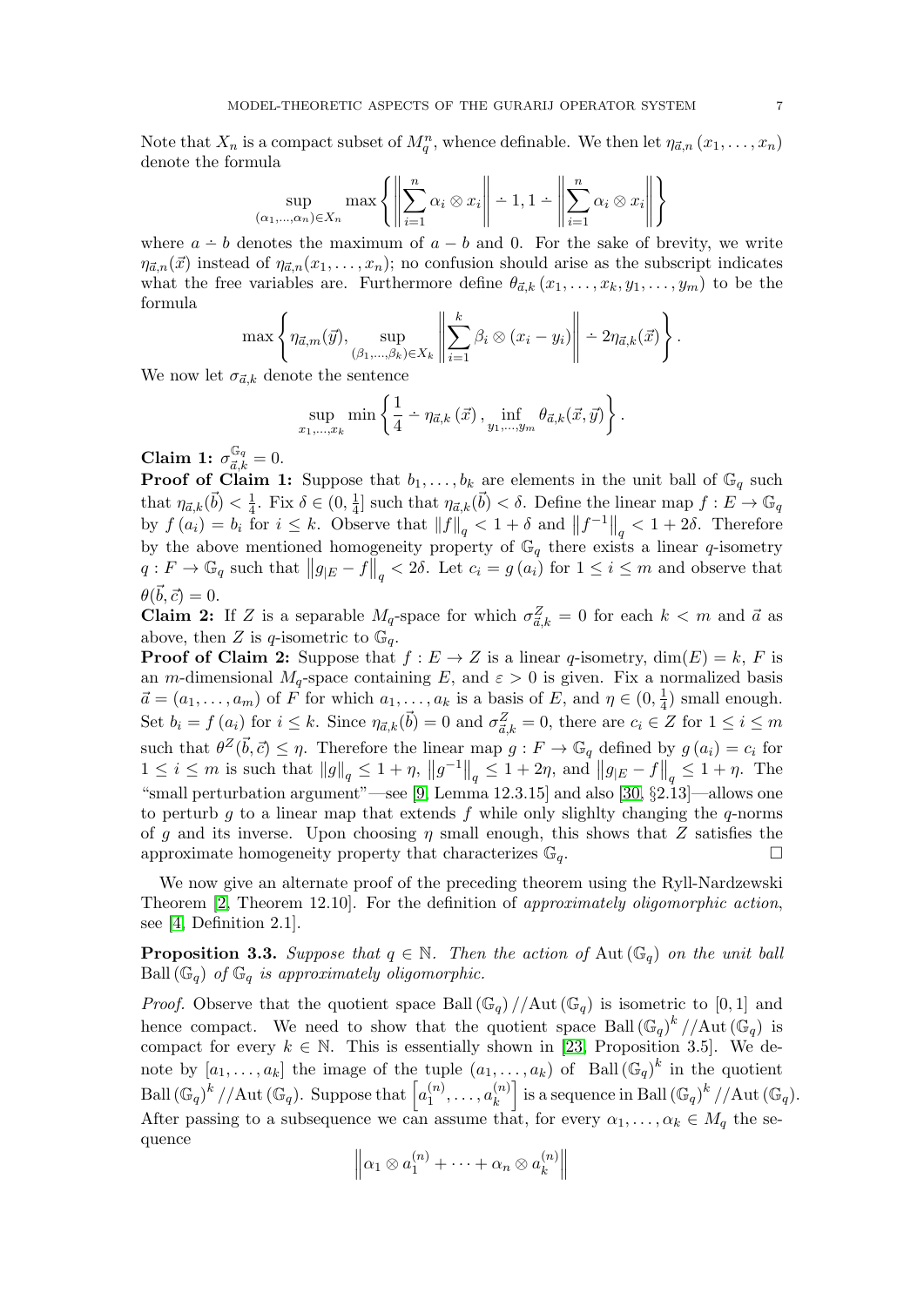Note that $X_n$ is a compact subset of $M_q^n$, whence definable. We then let $\eta_{\vec{a},n}(x_1, \ldots, x_n)$ denote the formula

$$\sup_{(\alpha_1,\ldots,\alpha_n)\in X_n} \max\left\{ \left\| \sum_{i=1}^n \alpha_i \otimes x_i \right\| \dot{-} 1, 1 \dot{-} \left\| \sum_{i=1}^n \alpha_i \otimes x_i \right\| \right\}$$

where $a \dot{-} b$ denotes the maximum of $a - b$ and 0. For the sake of brevity, we write $\eta_{\vec{a},n}(\vec{x})$ instead of $\eta_{\vec{a},n}(x_1, \ldots, x_n)$; no confusion should arise as the subscript indicates what the free variables are. Furthermore define $\theta_{\vec{a},k}(x_1, \ldots, x_k, y_1, \ldots, y_m)$ to be the formula

$$\max\left\{ \eta_{\vec{a},m}(\vec{y}), \sup_{(\beta_1,\ldots,\beta_k)\in X_k} \left\| \sum_{i=1}^k \beta_i \otimes (x_i - y_i) \right\| \dot{-} 2\eta_{\vec{a},k}(\vec{x}) \right\}.$$

We now let $\sigma_{\vec{a},k}$ denote the sentence

$$\sup_{x_1,\ldots,x_k} \min\left\{ \frac{1}{4} \dot{-} \eta_{\vec{a},k}(\vec{x}), \inf_{y_1,\ldots,y_m} \theta_{\vec{a},k}(\vec{x}, \vec{y}) \right\}.$$

**Claim 1:** $\sigma_{\vec{a},k}^{\mathbb{G}_q} = 0$.

**Proof of Claim 1:** Suppose that $b_1, \ldots, b_k$ are elements in the unit ball of $\mathbb{G}_q$ such that $\eta_{\vec{a},k}(\vec{b}) < \frac{1}{4}$. Fix $\delta \in (0, \frac{1}{4}]$ such that $\eta_{\vec{a},k}(\vec{b}) < \delta$. Define the linear map $f : E \to \mathbb{G}_q$ by $f(a_i) = b_i$ for $i \leq k$. Observe that $\|f\|_q < 1 + \delta$ and $\|f^{-1}\|_q < 1 + 2\delta$. Therefore by the above mentioned homogeneity property of $\mathbb{G}_q$ there exists a linear $q$-isometry $q : F \to \mathbb{G}_q$ such that $\|g_{|E} - f\|_q < 2\delta$. Let $c_i = g(a_i)$ for $1 \leq i \leq m$ and observe that $\theta(\vec{b}, \vec{c}) = 0$.

**Claim 2:** If $Z$ is a separable $M_q$-space for which $\sigma_{\vec{a},k}^Z = 0$ for each $k < m$ and $\vec{a}$ as above, then $Z$ is $q$-isometric to $\mathbb{G}_q$.

**Proof of Claim 2:** Suppose that $f : E \to Z$ is a linear $q$-isometry, $\dim(E) = k$, $F$ is an $m$-dimensional $M_q$-space containing $E$, and $\varepsilon > 0$ is given. Fix a normalized basis $\vec{a} = (a_1, \ldots, a_m)$ of $F$ for which $a_1, \ldots, a_k$ is a basis of $E$, and $\eta \in (0, \frac{1}{4})$ small enough. Set $b_i = f(a_i)$ for $i \leq k$. Since $\eta_{\vec{a},k}(\vec{b}) = 0$ and $\sigma_{\vec{a},k}^Z = 0$, there are $c_i \in Z$ for $1 \leq i \leq m$ such that $\theta^Z(\vec{b}, \vec{c}) \leq \eta$. Therefore the linear map $g : F \to \mathbb{G}_q$ defined by $g(a_i) = c_i$ for $1 \leq i \leq m$ is such that $\|g\|_q \leq 1 + \eta$, $\|g^{-1}\|_q \leq 1 + 2\eta$, and $\|g_{|E} - f\|_q \leq 1 + \eta$. The "small perturbation argument"—see [9, Lemma 12.3.15] and also [30, §2.13]—allows one to perturb $g$ to a linear map that extends $f$ while only slighlty changing the $q$-norms of $g$ and its inverse. Upon choosing $\eta$ small enough, this shows that $Z$ satisfies the approximate homogeneity property that characterizes $\mathbb{G}_q$. $\square$

We now give an alternate proof of the preceding theorem using the Ryll-Nardzewski Theorem [2, Theorem 12.10]. For the definition of *approximately oligomorphic action*, see [4, Definition 2.1].

**Proposition 3.3.** *Suppose that $q \in \mathbb{N}$. Then the action of* $\mathrm{Aut}(\mathbb{G}_q)$ *on the unit ball* $\mathrm{Ball}(\mathbb{G}_q)$ *of* $\mathbb{G}_q$ *is approximately oligomorphic.*

*Proof.* Observe that the quotient space $\mathrm{Ball}(\mathbb{G}_q) // \mathrm{Aut}(\mathbb{G}_q)$ is isometric to $[0, 1]$ and hence compact. We need to show that the quotient space $\mathrm{Ball}(\mathbb{G}_q)^k // \mathrm{Aut}(\mathbb{G}_q)$ is compact for every $k \in \mathbb{N}$. This is essentially shown in [23, Proposition 3.5]. We denote by $[a_1, \ldots, a_k]$ the image of the tuple $(a_1, \ldots, a_k)$ of $\mathrm{Ball}(\mathbb{G}_q)^k$ in the quotient $\mathrm{Ball}(\mathbb{G}_q)^k // \mathrm{Aut}(\mathbb{G}_q)$. Suppose that $\left[a_1^{(n)}, \ldots, a_k^{(n)}\right]$ is a sequence in $\mathrm{Ball}(\mathbb{G}_q)^k // \mathrm{Aut}(\mathbb{G}_q)$. After passing to a subsequence we can assume that, for every $\alpha_1, \ldots, \alpha_k \in M_q$ the sequence

$$\left\| \alpha_1 \otimes a_1^{(n)} + \cdots + \alpha_n \otimes a_k^{(n)} \right\|$$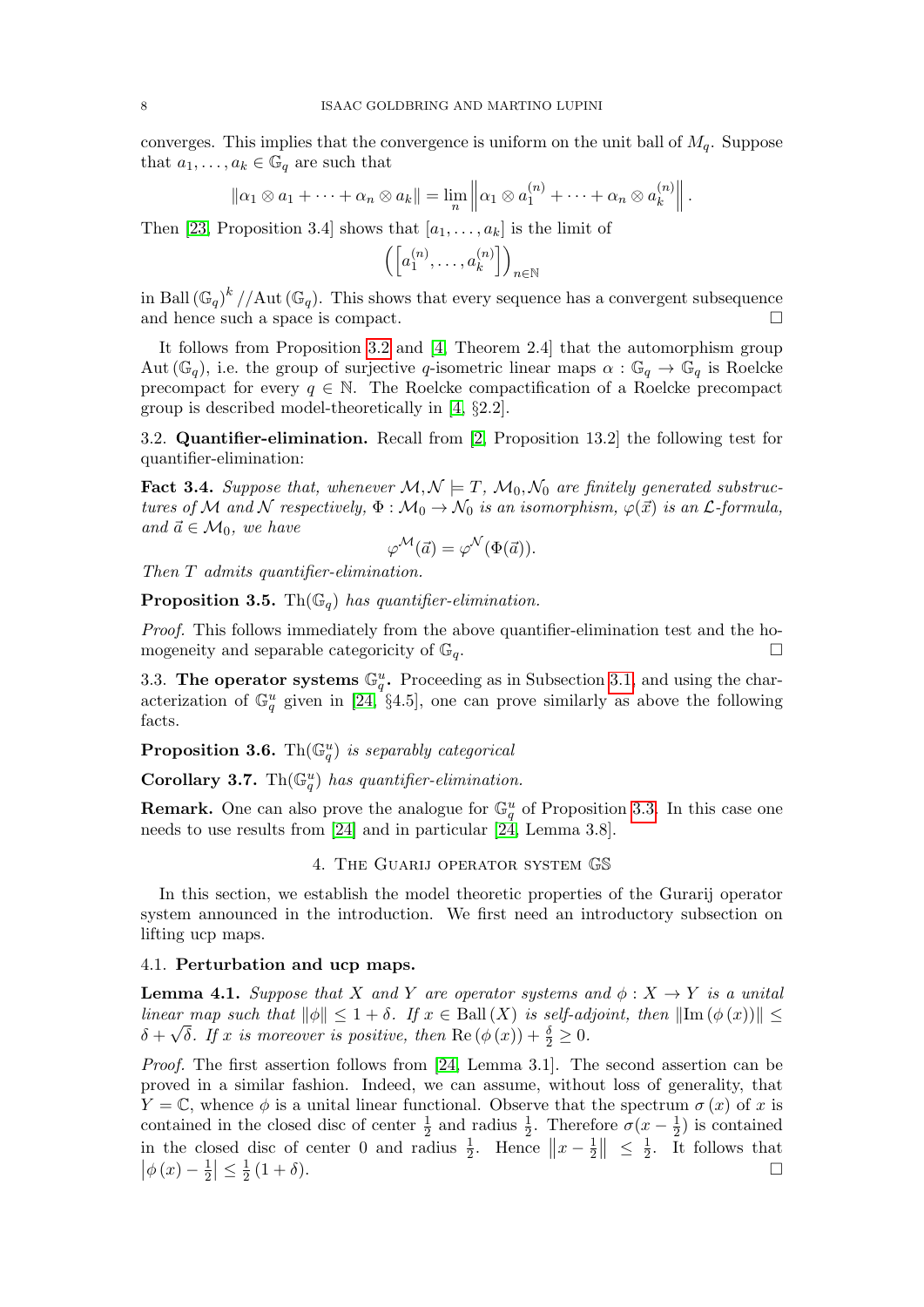converges. This implies that the convergence is uniform on the unit ball of $M_q$. Suppose that $a_1, \ldots, a_k \in \mathbb{G}_q$ are such that

$$\|\alpha_1 \otimes a_1 + \cdots + \alpha_n \otimes a_k\| = \lim_n \left\|\alpha_1 \otimes a_1^{(n)} + \cdots + \alpha_n \otimes a_k^{(n)}\right\|.$$

Then [23, Proposition 3.4] shows that $[a_1, \ldots, a_k]$ is the limit of

$$\left(\left[a_1^{(n)}, \ldots, a_k^{(n)}\right]\right)_{n \in \mathbb{N}}$$

in $\mathrm{Ball}\left(\mathbb{G}_q\right)^k //\mathrm{Aut}\left(\mathbb{G}_q\right)$. This shows that every sequence has a convergent subsequence and hence such a space is compact. □

It follows from Proposition 3.2 and [4, Theorem 2.4] that the automorphism group $\mathrm{Aut}\left(\mathbb{G}_q\right)$, i.e. the group of surjective $q$-isometric linear maps $\alpha : \mathbb{G}_q \to \mathbb{G}_q$ is Roelcke precompact for every $q \in \mathbb{N}$. The Roelcke compactification of a Roelcke precompact group is described model-theoretically in [4, §2.2].

## 3.2. Quantifier-elimination.

Recall from [2, Proposition 13.2] the following test for quantifier-elimination:

**Fact 3.4.** *Suppose that, whenever $\mathcal{M}, \mathcal{N} \models T$, $\mathcal{M}_0, \mathcal{N}_0$ are finitely generated substructures of $\mathcal{M}$ and $\mathcal{N}$ respectively, $\Phi : \mathcal{M}_0 \to \mathcal{N}_0$ is an isomorphism, $\varphi(\vec{x})$ is an $\mathcal{L}$-formula, and $\vec{a} \in \mathcal{M}_0$, we have*

$$\varphi^{\mathcal{M}}(\vec{a}) = \varphi^{\mathcal{N}}(\Phi(\vec{a})).$$

*Then $T$ admits quantifier-elimination.*

**Proposition 3.5.** *$\mathrm{Th}(\mathbb{G}_q)$ has quantifier-elimination.*

*Proof.* This follows immediately from the above quantifier-elimination test and the homogeneity and separable categoricity of $\mathbb{G}_q$. □

## 3.3. The operator systems $\mathbb{G}_q^u$.

Proceeding as in Subsection 3.1, and using the characterization of $\mathbb{G}_q^u$ given in [24, §4.5], one can prove similarly as above the following facts.

**Proposition 3.6.** *$\mathrm{Th}(\mathbb{G}_q^u)$ is separably categorical*

**Corollary 3.7.** *$\mathrm{Th}(\mathbb{G}_q^u)$ has quantifier-elimination.*

**Remark.** One can also prove the analogue for $\mathbb{G}_q^u$ of Proposition 3.3. In this case one needs to use results from [24] and in particular [24, Lemma 3.8].

# 4. The Guarij operator system $\mathbb{GS}$

In this section, we establish the model theoretic properties of the Gurarij operator system announced in the introduction. We first need an introductory subsection on lifting ucp maps.

## 4.1. Perturbation and ucp maps.

**Lemma 4.1.** *Suppose that $X$ and $Y$ are operator systems and $\phi : X \to Y$ is a unital linear map such that $\|\phi\| \leq 1 + \delta$. If $x \in \mathrm{Ball}\left(X\right)$ is self-adjoint, then $\|\mathrm{Im}\left(\phi\left(x\right)\right)\| \leq \delta + \sqrt{\delta}$. If $x$ is moreover is positive, then $\mathrm{Re}\left(\phi\left(x\right)\right) + \frac{\delta}{2} \geq 0$.*

*Proof.* The first assertion follows from [24, Lemma 3.1]. The second assertion can be proved in a similar fashion. Indeed, we can assume, without loss of generality, that $Y = \mathbb{C}$, whence $\phi$ is a unital linear functional. Observe that the spectrum $\sigma\left(x\right)$ of $x$ is contained in the closed disc of center $\frac{1}{2}$ and radius $\frac{1}{2}$. Therefore $\sigma(x - \frac{1}{2})$ is contained in the closed disc of center 0 and radius $\frac{1}{2}$. Hence $\left\|x - \frac{1}{2}\right\| \leq \frac{1}{2}$. It follows that $\left|\phi\left(x\right) - \frac{1}{2}\right| \leq \frac{1}{2}\left(1 + \delta\right)$. □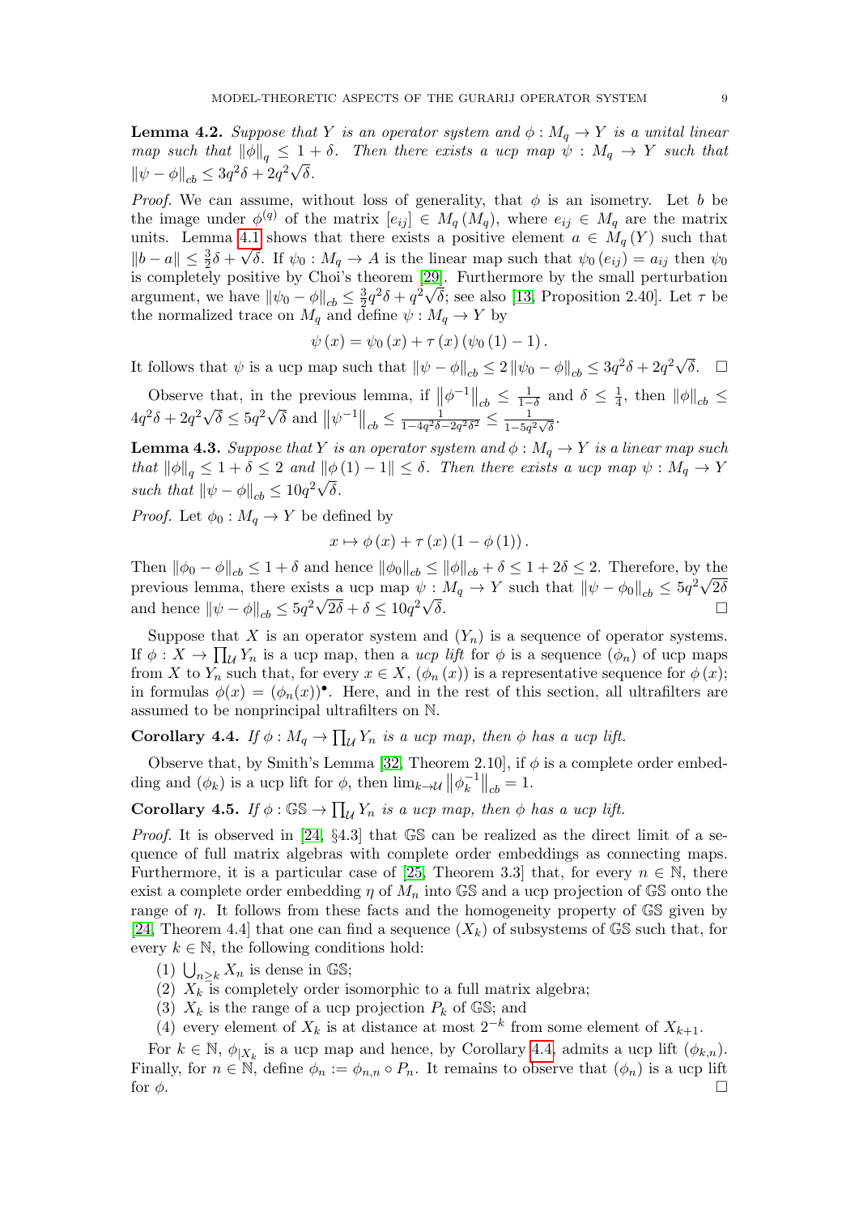**Lemma 4.2.** *Suppose that $Y$ is an operator system and $\phi : M_q \to Y$ is a unital linear map such that $\|\phi\|_q \le 1 + \delta$. Then there exists a ucp map $\psi : M_q \to Y$ such that $\|\psi - \phi\|_{cb} \le 3q^2\delta + 2q^2\sqrt{\delta}$.*

*Proof.* We can assume, without loss of generality, that $\phi$ is an isometry. Let $b$ be the image under $\phi^{(q)}$ of the matrix $[e_{ij}] \in M_q(M_q)$, where $e_{ij} \in M_q$ are the matrix units. Lemma 4.1 shows that there exists a positive element $a \in M_q(Y)$ such that $\|b - a\| \le \frac{3}{2}\delta + \sqrt{\delta}$. If $\psi_0 : M_q \to A$ is the linear map such that $\psi_0(e_{ij}) = a_{ij}$ then $\psi_0$ is completely positive by Choi's theorem [29]. Furthermore by the small perturbation argument, we have $\|\psi_0 - \phi\|_{cb} \le \frac{3}{2}q^2\delta + q^2\sqrt{\delta}$; see also [13, Proposition 2.40]. Let $\tau$ be the normalized trace on $M_q$ and define $\psi : M_q \to Y$ by

$$\psi(x) = \psi_0(x) + \tau(x)(\psi_0(1) - 1).$$

It follows that $\psi$ is a ucp map such that $\|\psi - \phi\|_{cb} \le 2\|\psi_0 - \phi\|_{cb} \le 3q^2\delta + 2q^2\sqrt{\delta}$. $\square$

Observe that, in the previous lemma, if $\|\phi^{-1}\|_{cb} \le \frac{1}{1-\delta}$ and $\delta \le \frac{1}{4}$, then $\|\phi\|_{cb} \le 4q^2\delta + 2q^2\sqrt{\delta} \le 5q^2\sqrt{\delta}$ and $\|\psi^{-1}\|_{cb} \le \frac{1}{1-4q^2\delta - 2q^2\delta^2} \le \frac{1}{1-5q^2\sqrt{\delta}}$.

**Lemma 4.3.** *Suppose that $Y$ is an operator system and $\phi : M_q \to Y$ is a linear map such that $\|\phi\|_q \le 1 + \delta \le 2$ and $\|\phi(1) - 1\| \le \delta$. Then there exists a ucp map $\psi : M_q \to Y$ such that $\|\psi - \phi\|_{cb} \le 10q^2\sqrt{\delta}$.*

*Proof.* Let $\phi_0 : M_q \to Y$ be defined by

$$x \mapsto \phi(x) + \tau(x)(1 - \phi(1)).$$

Then $\|\phi_0 - \phi\|_{cb} \le 1 + \delta$ and hence $\|\phi_0\|_{cb} \le \|\phi\|_{cb} + \delta \le 1 + 2\delta \le 2$. Therefore, by the previous lemma, there exists a ucp map $\psi : M_q \to Y$ such that $\|\psi - \phi_0\|_{cb} \le 5q^2\sqrt{2\delta}$ and hence $\|\psi - \phi\|_{cb} \le 5q^2\sqrt{2\delta} + \delta \le 10q^2\sqrt{\delta}$. $\square$

Suppose that $X$ is an operator system and $(Y_n)$ is a sequence of operator systems. If $\phi : X \to \prod_{\mathcal{U}} Y_n$ is a ucp map, then a *ucp lift* for $\phi$ is a sequence $(\phi_n)$ of ucp maps from $X$ to $Y_n$ such that, for every $x \in X$, $(\phi_n(x))$ is a representative sequence for $\phi(x)$; in formulas $\phi(x) = (\phi_n(x))^\bullet$. Here, and in the rest of this section, all ultrafilters are assumed to be nonprincipal ultrafilters on $\mathbb{N}$.

**Corollary 4.4.** *If $\phi : M_q \to \prod_{\mathcal{U}} Y_n$ is a ucp map, then $\phi$ has a ucp lift.*

Observe that, by Smith's Lemma [32, Theorem 2.10], if $\phi$ is a complete order embedding and $(\phi_k)$ is a ucp lift for $\phi$, then $\lim_{k\to\mathcal{U}} \|\phi_k^{-1}\|_{cb} = 1$.

**Corollary 4.5.** *If $\phi : \mathbb{GS} \to \prod_{\mathcal{U}} Y_n$ is a ucp map, then $\phi$ has a ucp lift.*

*Proof.* It is observed in [24, §4.3] that $\mathbb{GS}$ can be realized as the direct limit of a sequence of full matrix algebras with complete order embeddings as connecting maps. Furthermore, it is a particular case of [25, Theorem 3.3] that, for every $n \in \mathbb{N}$, there exist a complete order embedding $\eta$ of $M_n$ into $\mathbb{GS}$ and a ucp projection of $\mathbb{GS}$ onto the range of $\eta$. It follows from these facts and the homogeneity property of $\mathbb{GS}$ given by [24, Theorem 4.4] that one can find a sequence $(X_k)$ of subsystems of $\mathbb{GS}$ such that, for every $k \in \mathbb{N}$, the following conditions hold:

(1) $\bigcup_{n\ge k} X_n$ is dense in $\mathbb{GS}$;
(2) $X_k$ is completely order isomorphic to a full matrix algebra;
(3) $X_k$ is the range of a ucp projection $P_k$ of $\mathbb{GS}$; and
(4) every element of $X_k$ is at distance at most $2^{-k}$ from some element of $X_{k+1}$.

For $k \in \mathbb{N}$, $\phi_{|X_k}$ is a ucp map and hence, by Corollary 4.4, admits a ucp lift $(\phi_{k,n})$. Finally, for $n \in \mathbb{N}$, define $\phi_n := \phi_{n,n} \circ P_n$. It remains to observe that $(\phi_n)$ is a ucp lift for $\phi$. $\square$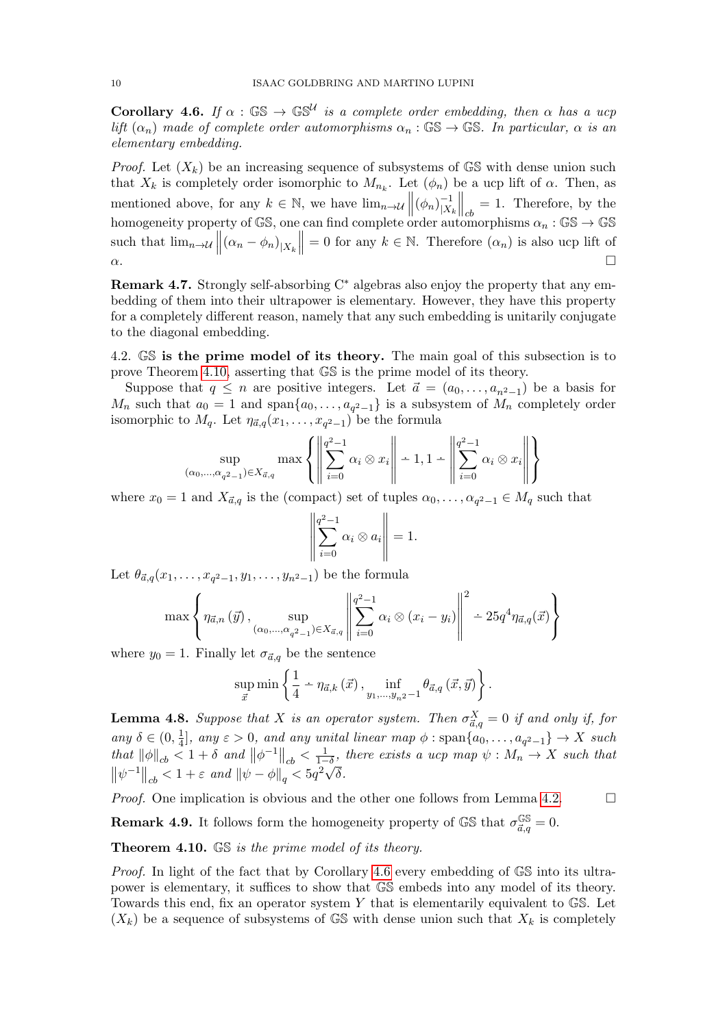**Corollary 4.6.** *If $\alpha : \mathbb{GS} \to \mathbb{GS}^{\mathcal{U}}$ is a complete order embedding, then $\alpha$ has a ucp lift $(\alpha_n)$ made of complete order automorphisms $\alpha_n : \mathbb{GS} \to \mathbb{GS}$. In particular, $\alpha$ is an elementary embedding.*

*Proof.* Let $(X_k)$ be an increasing sequence of subsystems of $\mathbb{GS}$ with dense union such that $X_k$ is completely order isomorphic to $M_{n_k}$. Let $(\phi_n)$ be a ucp lift of $\alpha$. Then, as mentioned above, for any $k \in \mathbb{N}$, we have $\lim_{n\to\mathcal{U}} \left\| (\phi_n)^{-1}_{|X_k} \right\|_{cb} = 1$. Therefore, by the homogeneity property of $\mathbb{GS}$, one can find complete order automorphisms $\alpha_n : \mathbb{GS} \to \mathbb{GS}$ such that $\lim_{n\to\mathcal{U}} \left\| (\alpha_n - \phi_n)_{|X_k} \right\| = 0$ for any $k \in \mathbb{N}$. Therefore $(\alpha_n)$ is also ucp lift of $\alpha$. □

**Remark 4.7.** Strongly self-absorbing C* algebras also enjoy the property that any embedding of them into their ultrapower is elementary. However, they have this property for a completely different reason, namely that any such embedding is unitarily conjugate to the diagonal embedding.

4.2. **$\mathbb{GS}$ is the prime model of its theory.** The main goal of this subsection is to prove Theorem 4.10, asserting that $\mathbb{GS}$ is the prime model of its theory.

Suppose that $q \leq n$ are positive integers. Let $\vec{a} = (a_0, \ldots, a_{n^2-1})$ be a basis for $M_n$ such that $a_0 = 1$ and $\mathrm{span}\{a_0, \ldots, a_{q^2-1}\}$ is a subsystem of $M_n$ completely order isomorphic to $M_q$. Let $\eta_{\vec{a},q}(x_1, \ldots, x_{q^2-1})$ be the formula

$$\sup_{(\alpha_0,\ldots,\alpha_{q^2-1})\in X_{\vec{a},q}} \max\left\{ \left\| \sum_{i=0}^{q^2-1} \alpha_i \otimes x_i \right\| \dot{-} 1, 1 \dot{-} \left\| \sum_{i=0}^{q^2-1} \alpha_i \otimes x_i \right\| \right\}$$

where $x_0 = 1$ and $X_{\vec{a},q}$ is the (compact) set of tuples $\alpha_0, \ldots, \alpha_{q^2-1} \in M_q$ such that

$$\left\| \sum_{i=0}^{q^2-1} \alpha_i \otimes a_i \right\| = 1.$$

Let $\theta_{\vec{a},q}(x_1, \ldots, x_{q^2-1}, y_1, \ldots, y_{n^2-1})$ be the formula

$$\max\left\{ \eta_{\vec{a},n}(\vec{y}), \sup_{(\alpha_0,\ldots,\alpha_{q^2-1})\in X_{\vec{a},q}} \left\| \sum_{i=0}^{q^2-1} \alpha_i \otimes (x_i - y_i) \right\|^2 \dot{-} 25q^4 \eta_{\vec{a},q}(\vec{x}) \right\}$$

where $y_0 = 1$. Finally let $\sigma_{\vec{a},q}$ be the sentence

$$\sup_{\vec{x}} \min\left\{ \frac{1}{4} \dot{-} \eta_{\vec{a},k}(\vec{x}), \inf_{y_1,\ldots,y_{n^2-1}} \theta_{\vec{a},q}(\vec{x}, \vec{y}) \right\}.$$

**Lemma 4.8.** *Suppose that $X$ is an operator system. Then $\sigma^X_{\vec{a},q} = 0$ if and only if, for any $\delta \in (0, \frac{1}{4}]$, any $\varepsilon > 0$, and any unital linear map $\phi : \mathrm{span}\{a_0, \ldots, a_{q^2-1}\} \to X$ such that $\|\phi\|_{cb} < 1 + \delta$ and $\|\phi^{-1}\|_{cb} < \frac{1}{1-\delta}$, there exists a ucp map $\psi : M_n \to X$ such that $\|\psi^{-1}\|_{cb} < 1 + \varepsilon$ and $\|\psi - \phi\|_q < 5q^2\sqrt{\delta}$.*

*Proof.* One implication is obvious and the other one follows from Lemma 4.2. □

**Remark 4.9.** It follows form the homogeneity property of $\mathbb{GS}$ that $\sigma^{\mathbb{GS}}_{\vec{a},q} = 0$.

**Theorem 4.10.** *$\mathbb{GS}$ is the prime model of its theory.*

*Proof.* In light of the fact that by Corollary 4.6 every embedding of $\mathbb{GS}$ into its ultrapower is elementary, it suffices to show that $\mathbb{GS}$ embeds into any model of its theory. Towards this end, fix an operator system $Y$ that is elementarily equivalent to $\mathbb{GS}$. Let $(X_k)$ be a sequence of subsystems of $\mathbb{GS}$ with dense union such that $X_k$ is completely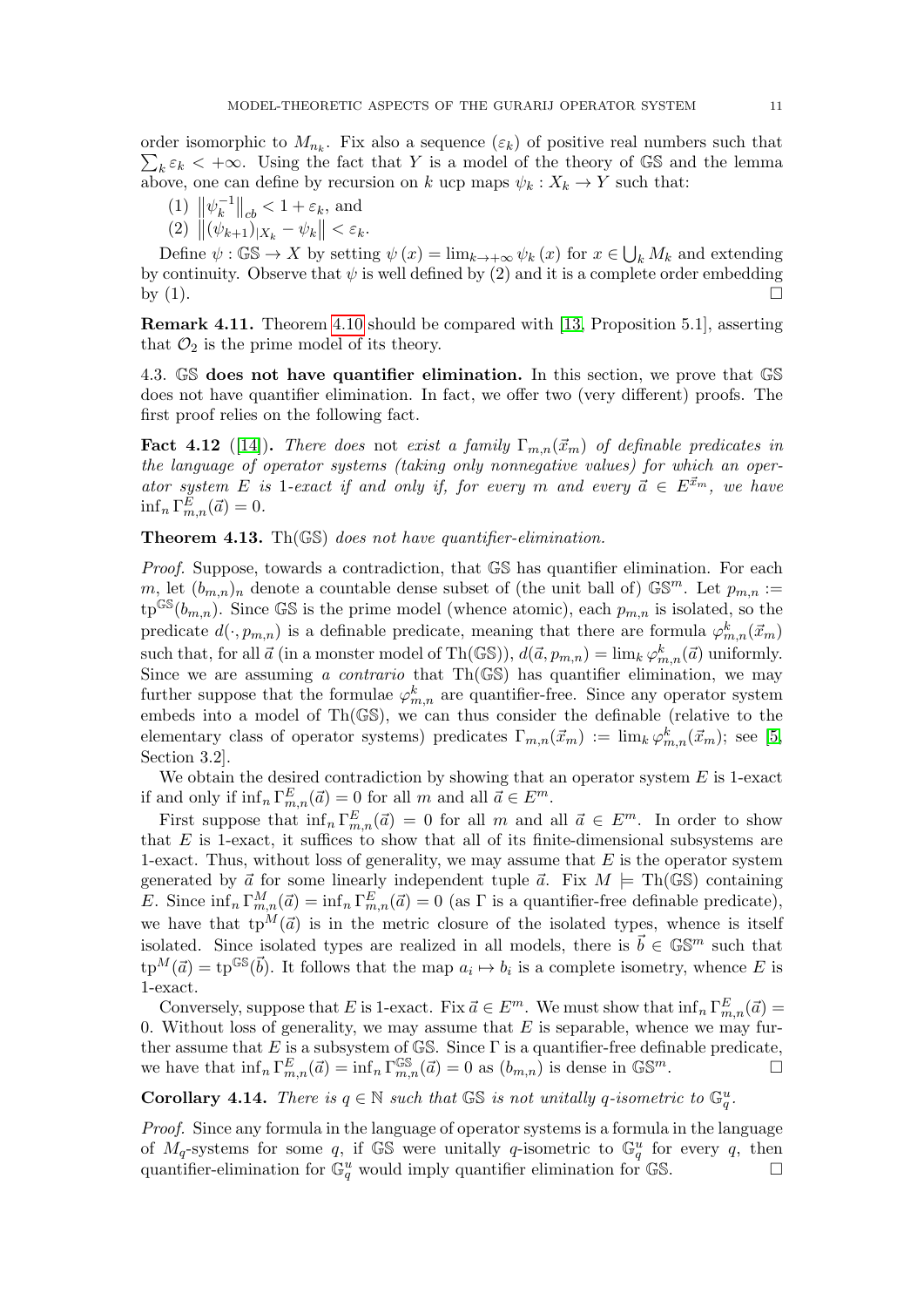order isomorphic to $M_{n_k}$. Fix also a sequence $(\varepsilon_k)$ of positive real numbers such that $\sum_k \varepsilon_k < +\infty$. Using the fact that $Y$ is a model of the theory of $\mathbb{GS}$ and the lemma above, one can define by recursion on $k$ ucp maps $\psi_k : X_k \to Y$ such that:

(1) $\left\|\psi_k^{-1}\right\|_{cb} < 1 + \varepsilon_k$, and

(2) $\left\|(\psi_{k+1})_{|X_k} - \psi_k\right\| < \varepsilon_k$.

Define $\psi : \mathbb{GS} \to X$ by setting $\psi(x) = \lim_{k \to +\infty} \psi_k(x)$ for $x \in \bigcup_k M_k$ and extending by continuity. Observe that $\psi$ is well defined by (2) and it is a complete order embedding by (1). □

**Remark 4.11.** Theorem 4.10 should be compared with [13, Proposition 5.1], asserting that $\mathcal{O}_2$ is the prime model of its theory.

4.3. **$\mathbb{GS}$ does not have quantifier elimination.** In this section, we prove that $\mathbb{GS}$ does not have quantifier elimination. In fact, we offer two (very different) proofs. The first proof relies on the following fact.

**Fact 4.12** ([14]). *There does* not *exist a family $\Gamma_{m,n}(\vec{x}_m)$ of definable predicates in the language of operator systems (taking only nonnegative values) for which an operator system $E$ is 1-exact if and only if, for every $m$ and every $\vec{a} \in E^{\vec{x}_m}$, we have $\inf_n \Gamma^E_{m,n}(\vec{a}) = 0$.*

**Theorem 4.13.** $\mathrm{Th}(\mathbb{GS})$ *does not have quantifier-elimination.*

*Proof.* Suppose, towards a contradiction, that $\mathbb{GS}$ has quantifier elimination. For each $m$, let $(b_{m,n})_n$ denote a countable dense subset of (the unit ball of) $\mathbb{GS}^m$. Let $p_{m,n} := \mathrm{tp}^{\mathbb{GS}}(b_{m,n})$. Since $\mathbb{GS}$ is the prime model (whence atomic), each $p_{m,n}$ is isolated, so the predicate $d(\cdot, p_{m,n})$ is a definable predicate, meaning that there are formula $\varphi^k_{m,n}(\vec{x}_m)$ such that, for all $\vec{a}$ (in a monster model of $\mathrm{Th}(\mathbb{GS})$), $d(\vec{a}, p_{m,n}) = \lim_k \varphi^k_{m,n}(\vec{a})$ uniformly. Since we are assuming *a contrario* that $\mathrm{Th}(\mathbb{GS})$ has quantifier elimination, we may further suppose that the formulae $\varphi^k_{m,n}$ are quantifier-free. Since any operator system embeds into a model of $\mathrm{Th}(\mathbb{GS})$, we can thus consider the definable (relative to the elementary class of operator systems) predicates $\Gamma_{m,n}(\vec{x}_m) := \lim_k \varphi^k_{m,n}(\vec{x}_m)$; see [5, Section 3.2].

We obtain the desired contradiction by showing that an operator system $E$ is 1-exact if and only if $\inf_n \Gamma^E_{m,n}(\vec{a}) = 0$ for all $m$ and all $\vec{a} \in E^m$.

First suppose that $\inf_n \Gamma^E_{m,n}(\vec{a}) = 0$ for all $m$ and all $\vec{a} \in E^m$. In order to show that $E$ is 1-exact, it suffices to show that all of its finite-dimensional subsystems are 1-exact. Thus, without loss of generality, we may assume that $E$ is the operator system generated by $\vec{a}$ for some linearly independent tuple $\vec{a}$. Fix $M \models \mathrm{Th}(\mathbb{GS})$ containing $E$. Since $\inf_n \Gamma^M_{m,n}(\vec{a}) = \inf_n \Gamma^E_{m,n}(\vec{a}) = 0$ (as $\Gamma$ is a quantifier-free definable predicate), we have that $\mathrm{tp}^M(\vec{a})$ is in the metric closure of the isolated types, whence is itself isolated. Since isolated types are realized in all models, there is $\vec{b} \in \mathbb{GS}^m$ such that $\mathrm{tp}^M(\vec{a}) = \mathrm{tp}^{\mathbb{GS}}(\vec{b})$. It follows that the map $a_i \mapsto b_i$ is a complete isometry, whence $E$ is 1-exact.

Conversely, suppose that $E$ is 1-exact. Fix $\vec{a} \in E^m$. We must show that $\inf_n \Gamma^E_{m,n}(\vec{a}) = 0$. Without loss of generality, we may assume that $E$ is separable, whence we may further assume that $E$ is a subsystem of $\mathbb{GS}$. Since $\Gamma$ is a quantifier-free definable predicate, we have that $\inf_n \Gamma^E_{m,n}(\vec{a}) = \inf_n \Gamma^{\mathbb{GS}}_{m,n}(\vec{a}) = 0$ as $(b_{m,n})$ is dense in $\mathbb{GS}^m$. □

**Corollary 4.14.** *There is $q \in \mathbb{N}$ such that $\mathbb{GS}$ is not unitally $q$-isometric to $\mathbb{G}^u_q$.*

*Proof.* Since any formula in the language of operator systems is a formula in the language of $M_q$-systems for some $q$, if $\mathbb{GS}$ were unitally $q$-isometric to $\mathbb{G}^u_q$ for every $q$, then quantifier-elimination for $\mathbb{G}^u_q$ would imply quantifier elimination for $\mathbb{GS}$. □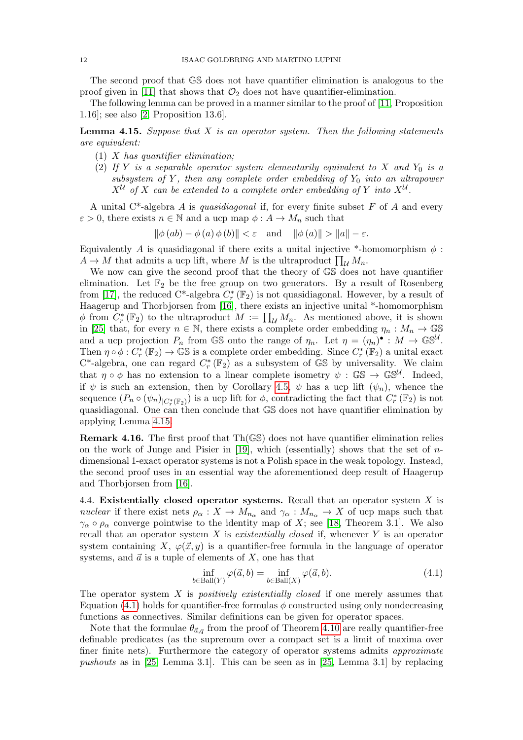The second proof that $\mathbb{GS}$ does not have quantifier elimination is analogous to the proof given in [11] that shows that $\mathcal{O}_2$ does not have quantifier-elimination.

The following lemma can be proved in a manner similar to the proof of [11, Proposition 1.16]; see also [2, Proposition 13.6].

**Lemma 4.15.** *Suppose that $X$ is an operator system. Then the following statements are equivalent:*

1. *$X$ has quantifier elimination;*
2. *If $Y$ is a separable operator system elementarily equivalent to $X$ and $Y_0$ is a subsystem of $Y$, then any complete order embedding of $Y_0$ into an ultrapower $X^{\mathcal{U}}$ of $X$ can be extended to a complete order embedding of $Y$ into $X^{\mathcal{U}}$.*

A unital C\*-algebra $A$ is *quasidiagonal* if, for every finite subset $F$ of $A$ and every $\varepsilon > 0$, there exists $n \in \mathbb{N}$ and a ucp map $\phi : A \to M_n$ such that

$$\|\phi(ab) - \phi(a)\phi(b)\| < \varepsilon \quad \text{and} \quad \|\phi(a)\| > \|a\| - \varepsilon.$$

Equivalently $A$ is quasidiagonal if there exits a unital injective \*-homomorphism $\phi : A \to M$ that admits a ucp lift, where $M$ is the ultraproduct $\prod_{\mathcal{U}} M_n$.

We now can give the second proof that the theory of $\mathbb{GS}$ does not have quantifier elimination. Let $\mathbb{F}_2$ be the free group on two generators. By a result of Rosenberg from [17], the reduced C\*-algebra $C^*_r(\mathbb{F}_2)$ is not quasidiagonal. However, by a result of Haagerup and Thorbjorsen from [16], there exists an injective unital \*-homomorphism $\phi$ from $C^*_r(\mathbb{F}_2)$ to the ultraproduct $M := \prod_{\mathcal{U}} M_n$. As mentioned above, it is shown in [25] that, for every $n \in \mathbb{N}$, there exists a complete order embedding $\eta_n : M_n \to \mathbb{GS}$ and a ucp projection $P_n$ from $\mathbb{GS}$ onto the range of $\eta_n$. Let $\eta = (\eta_n)^\bullet : M \to \mathbb{GS}^{\mathcal{U}}$. Then $\eta \circ \phi : C^*_r(\mathbb{F}_2) \to \mathbb{GS}$ is a complete order embedding. Since $C^*_r(\mathbb{F}_2)$ a unital exact C\*-algebra, one can regard $C^*_r(\mathbb{F}_2)$ as a subsystem of $\mathbb{GS}$ by universality. We claim that $\eta \circ \phi$ has no extension to a linear complete isometry $\psi : \mathbb{GS} \to \mathbb{GS}^{\mathcal{U}}$. Indeed, if $\psi$ is such an extension, then by Corollary 4.5, $\psi$ has a ucp lift $(\psi_n)$, whence the sequence $(P_n \circ (\psi_n)_{|C^*_r(\mathbb{F}_2)})$ is a ucp lift for $\phi$, contradicting the fact that $C^*_r(\mathbb{F}_2)$ is not quasidiagonal. One can then conclude that $\mathbb{GS}$ does not have quantifier elimination by applying Lemma 4.15.

**Remark 4.16.** The first proof that $\mathrm{Th}(\mathbb{GS})$ does not have quantifier elimination relies on the work of Junge and Pisier in [19], which (essentially) shows that the set of $n$-dimensional 1-exact operator systems is not a Polish space in the weak topology. Instead, the second proof uses in an essential way the aforementioned deep result of Haagerup and Thorbjorsen from [16].

### 4.4. Existentially closed operator systems.

Recall that an operator system $X$ is *nuclear* if there exist nets $\rho_\alpha : X \to M_{n_\alpha}$ and $\gamma_\alpha : M_{n_\alpha} \to X$ of ucp maps such that $\gamma_\alpha \circ \rho_\alpha$ converge pointwise to the identity map of $X$; see [18, Theorem 3.1]. We also recall that an operator system $X$ is *existentially closed* if, whenever $Y$ is an operator system containing $X$, $\varphi(\vec{x}, y)$ is a quantifier-free formula in the language of operator systems, and $\vec{a}$ is a tuple of elements of $X$, one has that

$$\inf_{b \in \mathrm{Ball}(Y)} \varphi(\vec{a}, b) = \inf_{b \in \mathrm{Ball}(X)} \varphi(\vec{a}, b). \tag{4.1}$$

The operator system $X$ is *positively existentially closed* if one merely assumes that Equation (4.1) holds for quantifier-free formulas $\phi$ constructed using only nondecreasing functions as connectives. Similar definitions can be given for operator spaces.

Note that the formulae $\theta_{\vec{a},q}$ from the proof of Theorem 4.10 are really quantifier-free definable predicates (as the supremum over a compact set is a limit of maxima over finer finite nets). Furthermore the category of operator systems admits *approximate pushouts* as in [25, Lemma 3.1]. This can be seen as in [25, Lemma 3.1] by replacing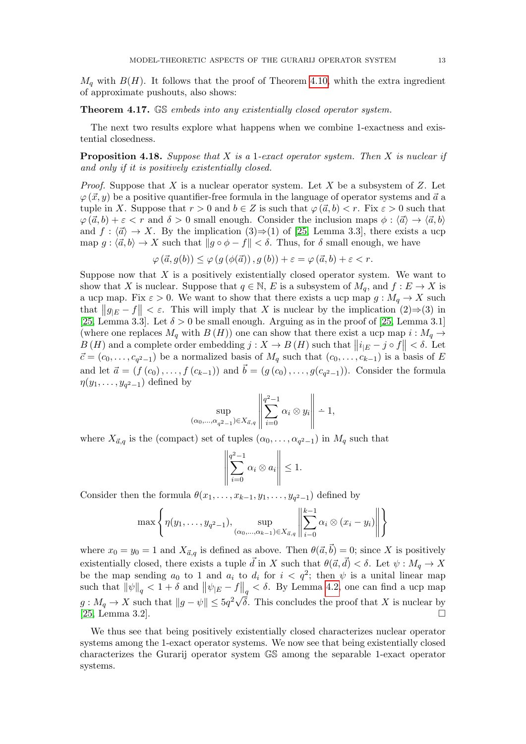$M_q$ with $B(H)$. It follows that the proof of Theorem 4.10, whith the extra ingredient of approximate pushouts, also shows:

**Theorem 4.17.** *$\mathbb{GS}$ embeds into any existentially closed operator system.*

The next two results explore what happens when we combine 1-exactness and existential closedness.

**Proposition 4.18.** *Suppose that $X$ is a 1-exact operator system. Then $X$ is nuclear if and only if it is positively existentially closed.*

*Proof.* Suppose that $X$ is a nuclear operator system. Let $X$ be a subsystem of $Z$. Let $\varphi(\vec{x}, y)$ be a positive quantifier-free formula in the language of operator systems and $\vec{a}$ a tuple in $X$. Suppose that $r > 0$ and $b \in Z$ is such that $\varphi(\vec{a}, b) < r$. Fix $\varepsilon > 0$ such that $\varphi(\vec{a}, b) + \varepsilon < r$ and $\delta > 0$ small enough. Consider the inclusion maps $\phi : \langle \vec{a} \rangle \to \langle \vec{a}, b \rangle$ and $f : \langle \vec{a} \rangle \to X$. By the implication (3)⇒(1) of [25, Lemma 3.3], there exists a ucp map $g : \langle \vec{a}, b \rangle \to X$ such that $\|g \circ \phi - f\| < \delta$. Thus, for $\delta$ small enough, we have

$$\varphi(\vec{a}, g(b)) \leq \varphi(g(\phi(\vec{a})), g(b)) + \varepsilon = \varphi(\vec{a}, b) + \varepsilon < r.$$

Suppose now that $X$ is a positively existentially closed operator system. We want to show that $X$ is nuclear. Suppose that $q \in \mathbb{N}$, $E$ is a subsystem of $M_q$, and $f : E \to X$ is a ucp map. Fix $\varepsilon > 0$. We want to show that there exists a ucp map $g : M_q \to X$ such that $\|g_{|E} - f\| < \varepsilon$. This will imply that $X$ is nuclear by the implication (2)⇒(3) in [25, Lemma 3.3]. Let $\delta > 0$ be small enough. Arguing as in the proof of [25, Lemma 3.1] (where one replaces $M_q$ with $B(H)$) one can show that there exist a ucp map $i : M_q \to B(H)$ and a complete order embedding $j : X \to B(H)$ such that $\|i_{|E} - j \circ f\| < \delta$. Let $\vec{c} = (c_0, \ldots, c_{q^2-1})$ be a normalized basis of $M_q$ such that $(c_0, \ldots, c_{k-1})$ is a basis of $E$ and let $\vec{a} = (f(c_0), \ldots, f(c_{k-1}))$ and $\vec{b} = (g(c_0), \ldots, g(c_{q^2-1}))$. Consider the formula $\eta(y_1, \ldots, y_{q^2-1})$ defined by

$$\sup_{(\alpha_0, \ldots, \alpha_{q^2-1}) \in X_{\vec{a},q}} \left\| \sum_{i=0}^{q^2-1} \alpha_i \otimes y_i \right\| \dot{-} 1,$$

where $X_{\vec{a},q}$ is the (compact) set of tuples $(\alpha_0, \ldots, \alpha_{q^2-1})$ in $M_q$ such that

$$\left\| \sum_{i=0}^{q^2-1} \alpha_i \otimes a_i \right\| \leq 1.$$

Consider then the formula $\theta(x_1, \ldots, x_{k-1}, y_1, \ldots, y_{q^2-1})$ defined by

$$\max \left\{ \eta(y_1, \ldots, y_{q^2-1}), \sup_{(\alpha_0, \ldots, \alpha_{k-1}) \in X_{\vec{a},q}} \left\| \sum_{i-0}^{k-1} \alpha_i \otimes (x_i - y_i) \right\| \right\}$$

where $x_0 = y_0 = 1$ and $X_{\vec{a},q}$ is defined as above. Then $\theta(\vec{a}, \vec{b}) = 0$; since $X$ is positively existentially closed, there exists a tuple $\vec{d}$ in $X$ such that $\theta(\vec{a}, \vec{d}) < \delta$. Let $\psi : M_q \to X$ be the map sending $a_0$ to 1 and $a_i$ to $d_i$ for $i < q^2$; then $\psi$ is a unital linear map such that $\|\psi\|_q < 1 + \delta$ and $\|\psi_{|E} - f\|_q < \delta$. By Lemma 4.2, one can find a ucp map $g : M_q \to X$ such that $\|g - \psi\| \leq 5q^2\sqrt{\delta}$. This concludes the proof that $X$ is nuclear by [25, Lemma 3.2]. □

We thus see that being positively existentially closed characterizes nuclear operator systems among the 1-exact operator systems. We now see that being existentially closed characterizes the Gurarij operator system $\mathbb{GS}$ among the separable 1-exact operator systems.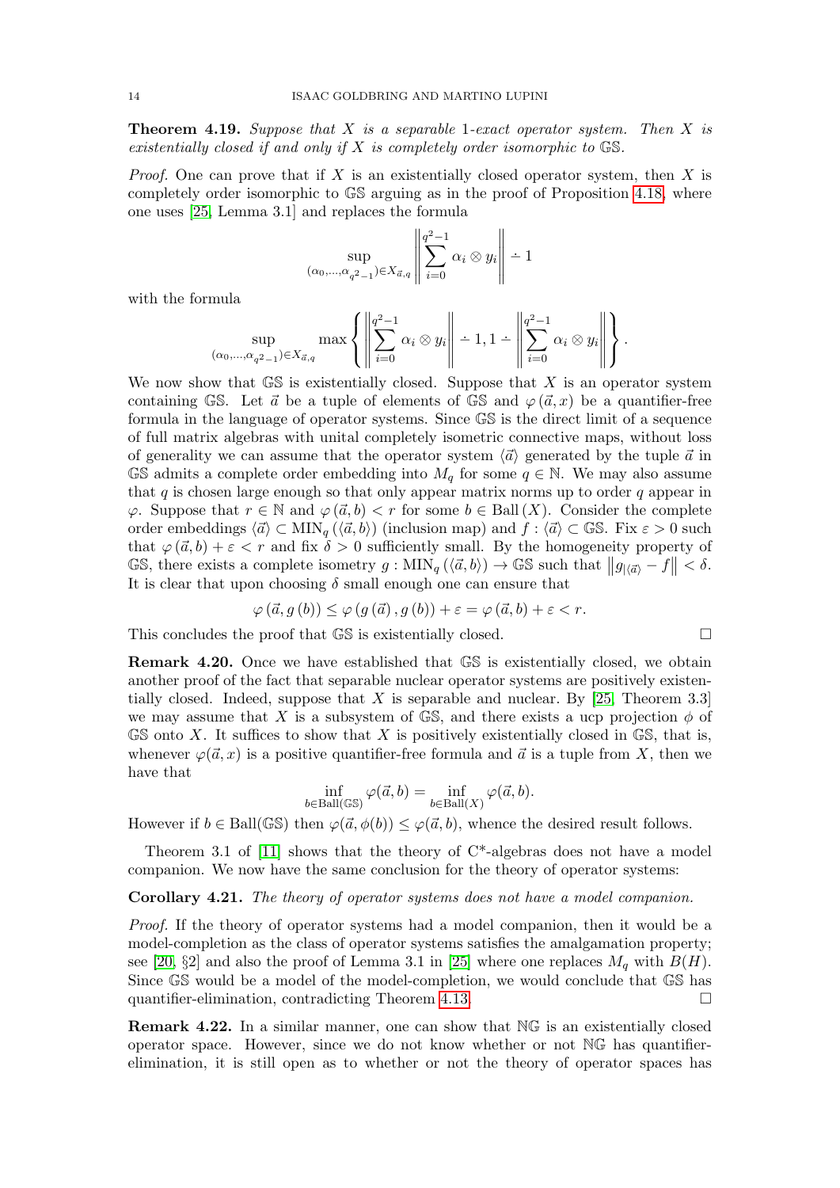**Theorem 4.19.** *Suppose that $X$ is a separable 1-exact operator system. Then $X$ is existentially closed if and only if $X$ is completely order isomorphic to $\mathbb{GS}$.*

*Proof.* One can prove that if $X$ is an existentially closed operator system, then $X$ is completely order isomorphic to $\mathbb{GS}$ arguing as in the proof of Proposition 4.18, where one uses [25, Lemma 3.1] and replaces the formula

$$\sup_{(\alpha_0,\ldots,\alpha_{q^2-1})\in X_{\vec{a},q}} \left\| \sum_{i=0}^{q^2-1} \alpha_i \otimes y_i \right\| \dot{-} 1$$

with the formula

$$\sup_{(\alpha_0,\ldots,\alpha_{q^2-1})\in X_{\vec{a},q}} \max\left\{ \left\| \sum_{i=0}^{q^2-1} \alpha_i \otimes y_i \right\| \dot{-} 1, 1 \dot{-} \left\| \sum_{i=0}^{q^2-1} \alpha_i \otimes y_i \right\| \right\}.$$

We now show that $\mathbb{GS}$ is existentially closed. Suppose that $X$ is an operator system containing $\mathbb{GS}$. Let $\vec{a}$ be a tuple of elements of $\mathbb{GS}$ and $\varphi(\vec{a},x)$ be a quantifier-free formula in the language of operator systems. Since $\mathbb{GS}$ is the direct limit of a sequence of full matrix algebras with unital completely isometric connective maps, without loss of generality we can assume that the operator system $\langle \vec{a} \rangle$ generated by the tuple $\vec{a}$ in $\mathbb{GS}$ admits a complete order embedding into $M_q$ for some $q \in \mathbb{N}$. We may also assume that $q$ is chosen large enough so that only appear matrix norms up to order $q$ appear in $\varphi$. Suppose that $r \in \mathbb{N}$ and $\varphi(\vec{a}, b) < r$ for some $b \in \mathrm{Ball}(X)$. Consider the complete order embeddings $\langle \vec{a} \rangle \subset \mathrm{MIN}_q(\langle \vec{a}, b\rangle)$ (inclusion map) and $f : \langle \vec{a} \rangle \subset \mathbb{GS}$. Fix $\varepsilon > 0$ such that $\varphi(\vec{a}, b) + \varepsilon < r$ and fix $\delta > 0$ sufficiently small. By the homogeneity property of $\mathbb{GS}$, there exists a complete isometry $g : \mathrm{MIN}_q(\langle \vec{a}, b\rangle) \to \mathbb{GS}$ such that $\left\| g_{|\langle \vec{a} \rangle} - f \right\| < \delta$. It is clear that upon choosing $\delta$ small enough one can ensure that

$$\varphi(\vec{a}, g(b)) \leq \varphi(g(\vec{a}), g(b)) + \varepsilon = \varphi(\vec{a}, b) + \varepsilon < r.$$

This concludes the proof that $\mathbb{GS}$ is existentially closed. $\square$

**Remark 4.20.** Once we have established that $\mathbb{GS}$ is existentially closed, we obtain another proof of the fact that separable nuclear operator systems are positively existentially closed. Indeed, suppose that $X$ is separable and nuclear. By [25, Theorem 3.3] we may assume that $X$ is a subsystem of $\mathbb{GS}$, and there exists a ucp projection $\phi$ of $\mathbb{GS}$ onto $X$. It suffices to show that $X$ is positively existentially closed in $\mathbb{GS}$, that is, whenever $\varphi(\vec{a},x)$ is a positive quantifier-free formula and $\vec{a}$ is a tuple from $X$, then we have that

$$\inf_{b\in \mathrm{Ball}(\mathbb{GS})} \varphi(\vec{a}, b) = \inf_{b\in \mathrm{Ball}(X)} \varphi(\vec{a}, b).$$

However if $b \in \mathrm{Ball}(\mathbb{GS})$ then $\varphi(\vec{a}, \phi(b)) \leq \varphi(\vec{a}, b)$, whence the desired result follows.

Theorem 3.1 of [11] shows that the theory of C*-algebras does not have a model companion. We now have the same conclusion for the theory of operator systems:

**Corollary 4.21.** *The theory of operator systems does not have a model companion.*

*Proof.* If the theory of operator systems had a model companion, then it would be a model-completion as the class of operator systems satisfies the amalgamation property; see [20, §2] and also the proof of Lemma 3.1 in [25] where one replaces $M_q$ with $B(H)$. Since $\mathbb{GS}$ would be a model of the model-completion, we would conclude that $\mathbb{GS}$ has quantifier-elimination, contradicting Theorem 4.13. $\square$

**Remark 4.22.** In a similar manner, one can show that $\mathbb{NG}$ is an existentially closed operator space. However, since we do not know whether or not $\mathbb{NG}$ has quantifier-elimination, it is still open as to whether or not the theory of operator spaces has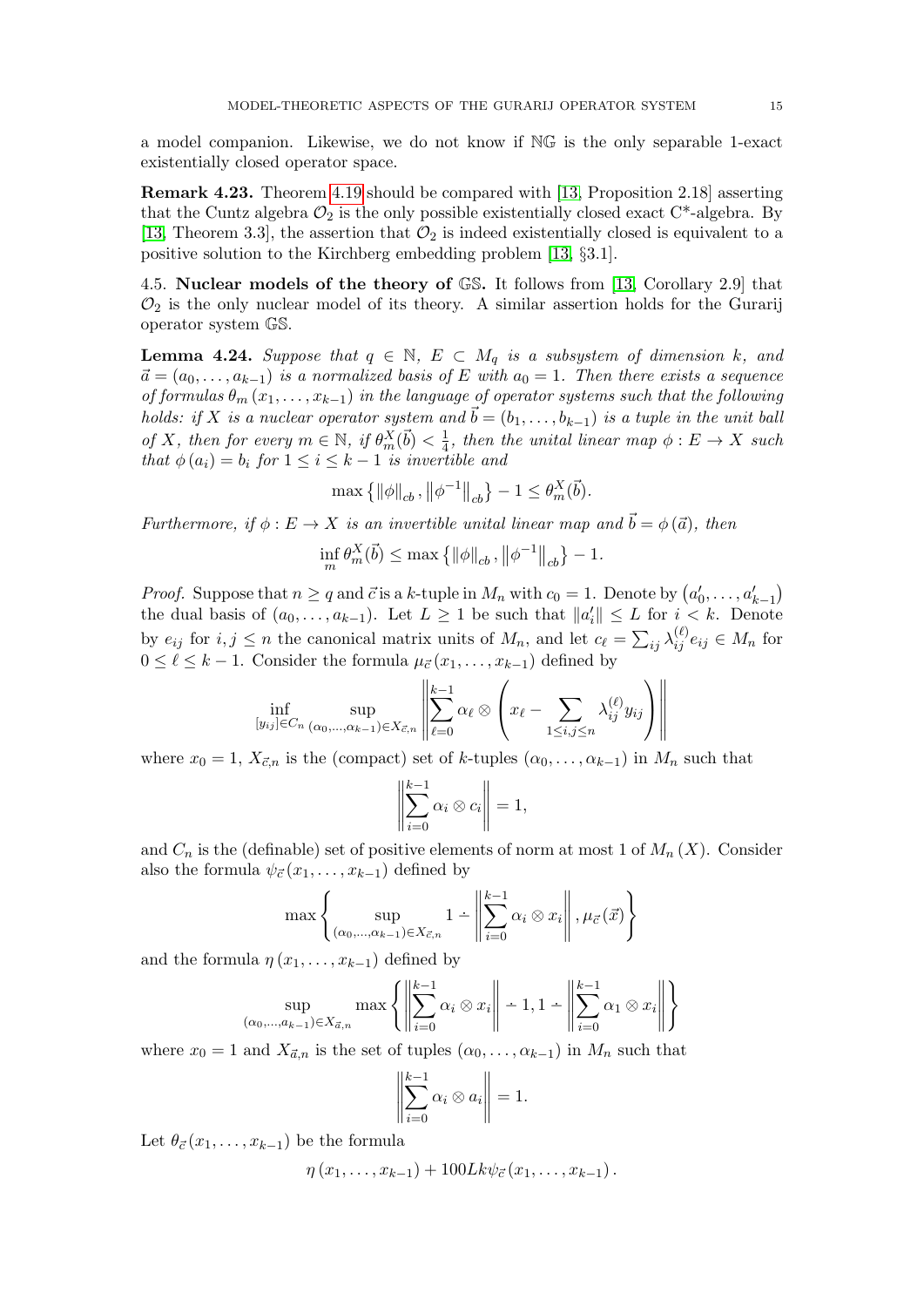a model companion. Likewise, we do not know if $\mathbb{NG}$ is the only separable 1-exact existentially closed operator space.

**Remark 4.23.** Theorem 4.19 should be compared with [13, Proposition 2.18] asserting that the Cuntz algebra $\mathcal{O}_2$ is the only possible existentially closed exact C*-algebra. By [13, Theorem 3.3], the assertion that $\mathcal{O}_2$ is indeed existentially closed is equivalent to a positive solution to the Kirchberg embedding problem [13, §3.1].

4.5. **Nuclear models of the theory of $\mathbb{GS}$.** It follows from [13, Corollary 2.9] that $\mathcal{O}_2$ is the only nuclear model of its theory. A similar assertion holds for the Gurarij operator system $\mathbb{GS}$.

**Lemma 4.24.** *Suppose that $q \in \mathbb{N}$, $E \subset M_q$ is a subsystem of dimension $k$, and $\vec{a} = (a_0, \ldots, a_{k-1})$ is a normalized basis of $E$ with $a_0 = 1$. Then there exists a sequence of formulas $\theta_m(x_1, \ldots, x_{k-1})$ in the language of operator systems such that the following holds: if $X$ is a nuclear operator system and $\vec{b} = (b_1, \ldots, b_{k-1})$ is a tuple in the unit ball of $X$, then for every $m \in \mathbb{N}$, if $\theta_m^X(\vec{b}) < \frac{1}{4}$, then the unital linear map $\phi : E \to X$ such that $\phi(a_i) = b_i$ for $1 \leq i \leq k-1$ is invertible and*

$$\max\left\{\|\phi\|_{cb}, \left\|\phi^{-1}\right\|_{cb}\right\} - 1 \leq \theta_m^X(\vec{b}).$$

*Furthermore, if $\phi : E \to X$ is an invertible unital linear map and $\vec{b} = \phi(\vec{a})$, then*

$$\inf_m \theta_m^X(\vec{b}) \leq \max\left\{\|\phi\|_{cb}, \left\|\phi^{-1}\right\|_{cb}\right\} - 1.$$

*Proof.* Suppose that $n \geq q$ and $\vec{c}$ is a $k$-tuple in $M_n$ with $c_0 = 1$. Denote by $(a_0', \ldots, a_{k-1}')$ the dual basis of $(a_0, \ldots, a_{k-1})$. Let $L \geq 1$ be such that $\|a_i'\| \leq L$ for $i < k$. Denote by $e_{ij}$ for $i, j \leq n$ the canonical matrix units of $M_n$, and let $c_\ell = \sum_{ij} \lambda_{ij}^{(\ell)} e_{ij} \in M_n$ for $0 \leq \ell \leq k-1$. Consider the formula $\mu_{\vec{c}}(x_1, \ldots, x_{k-1})$ defined by

$$\inf_{[y_{ij}] \in C_n} \sup_{(\alpha_0, \ldots, \alpha_{k-1}) \in X_{\vec{c},n}} \left\| \sum_{\ell=0}^{k-1} \alpha_\ell \otimes \left( x_\ell - \sum_{1 \leq i,j \leq n} \lambda_{ij}^{(\ell)} y_{ij} \right) \right\|$$

where $x_0 = 1$, $X_{\vec{c},n}$ is the (compact) set of $k$-tuples $(\alpha_0, \ldots, \alpha_{k-1})$ in $M_n$ such that

$$\left\| \sum_{i=0}^{k-1} \alpha_i \otimes c_i \right\| = 1,$$

and $C_n$ is the (definable) set of positive elements of norm at most 1 of $M_n(X)$. Consider also the formula $\psi_{\vec{c}}(x_1, \ldots, x_{k-1})$ defined by

$$\max\left\{ \sup_{(\alpha_0, \ldots, \alpha_{k-1}) \in X_{\vec{c},n}} 1 \dot{-} \left\| \sum_{i=0}^{k-1} \alpha_i \otimes x_i \right\|, \mu_{\vec{c}}(\vec{x}) \right\}$$

and the formula $\eta(x_1, \ldots, x_{k-1})$ defined by

$$\sup_{(\alpha_0, \ldots, a_{k-1}) \in X_{\vec{a},n}} \max\left\{ \left\| \sum_{i=0}^{k-1} \alpha_i \otimes x_i \right\| \dot{-} 1, 1 \dot{-} \left\| \sum_{i=0}^{k-1} \alpha_1 \otimes x_i \right\| \right\}$$

where $x_0 = 1$ and $X_{\vec{a},n}$ is the set of tuples $(\alpha_0, \ldots, \alpha_{k-1})$ in $M_n$ such that

$$\left\| \sum_{i=0}^{k-1} \alpha_i \otimes a_i \right\| = 1.$$

Let $\theta_{\vec{c}}(x_1, \ldots, x_{k-1})$ be the formula

$$\eta(x_1, \ldots, x_{k-1}) + 100Lk\psi_{\vec{c}}(x_1, \ldots, x_{k-1}).$$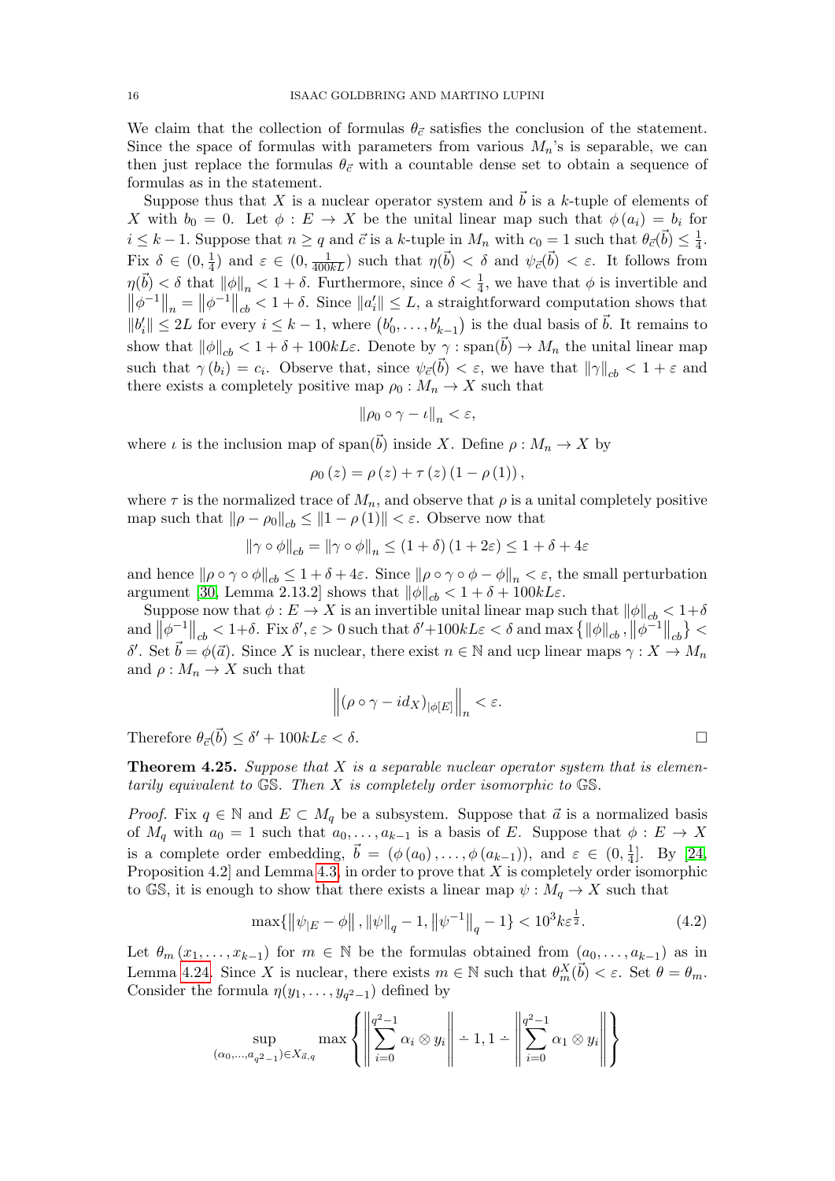We claim that the collection of formulas $\theta_{\vec{c}}$ satisfies the conclusion of the statement. Since the space of formulas with parameters from various $M_n$'s is separable, we can then just replace the formulas $\theta_{\vec{c}}$ with a countable dense set to obtain a sequence of formulas as in the statement.

Suppose thus that $X$ is a nuclear operator system and $\vec{b}$ is a $k$-tuple of elements of $X$ with $b_0 = 0$. Let $\phi : E \to X$ be the unital linear map such that $\phi(a_i) = b_i$ for $i \le k-1$. Suppose that $n \ge q$ and $\vec{c}$ is a $k$-tuple in $M_n$ with $c_0 = 1$ such that $\theta_{\vec{c}}(\vec{b}) \le \frac{1}{4}$. Fix $\delta \in (0, \frac{1}{4})$ and $\varepsilon \in (0, \frac{1}{400kL})$ such that $\eta(\vec{b}) < \delta$ and $\psi_{\vec{c}}(\vec{b}) < \varepsilon$. It follows from $\eta(\vec{b}) < \delta$ that $\|\phi\|_n < 1 + \delta$. Furthermore, since $\delta < \frac{1}{4}$, we have that $\phi$ is invertible and $\|\phi^{-1}\|_n = \|\phi^{-1}\|_{cb} < 1 + \delta$. Since $\|a_i'\| \le L$, a straightforward computation shows that $\|b_i'\| \le 2L$ for every $i \le k-1$, where $(b_0', \ldots, b_{k-1}')$ is the dual basis of $\vec{b}$. It remains to show that $\|\phi\|_{cb} < 1 + \delta + 100kL\varepsilon$. Denote by $\gamma : \mathrm{span}(\vec{b}) \to M_n$ the unital linear map such that $\gamma(b_i) = c_i$. Observe that, since $\psi_{\vec{c}}(\vec{b}) < \varepsilon$, we have that $\|\gamma\|_{cb} < 1 + \varepsilon$ and there exists a completely positive map $\rho_0 : M_n \to X$ such that

$$\|\rho_0 \circ \gamma - \iota\|_n < \varepsilon,$$

where $\iota$ is the inclusion map of $\mathrm{span}(\vec{b})$ inside $X$. Define $\rho : M_n \to X$ by

$$\rho_0(z) = \rho(z) + \tau(z)(1 - \rho(1)),$$

where $\tau$ is the normalized trace of $M_n$, and observe that $\rho$ is a unital completely positive map such that $\|\rho - \rho_0\|_{cb} \le \|1 - \rho(1)\| < \varepsilon$. Observe now that

$$\|\gamma \circ \phi\|_{cb} = \|\gamma \circ \phi\|_n \le (1 + \delta)(1 + 2\varepsilon) \le 1 + \delta + 4\varepsilon$$

and hence $\|\rho \circ \gamma \circ \phi\|_{cb} \le 1 + \delta + 4\varepsilon$. Since $\|\rho \circ \gamma \circ \phi - \phi\|_n < \varepsilon$, the small perturbation argument [30, Lemma 2.13.2] shows that $\|\phi\|_{cb} < 1 + \delta + 100kL\varepsilon$.

Suppose now that $\phi : E \to X$ is an invertible unital linear map such that $\|\phi\|_{cb} < 1+\delta$ and $\|\phi^{-1}\|_{cb} < 1+\delta$. Fix $\delta', \varepsilon > 0$ such that $\delta' + 100kL\varepsilon < \delta$ and $\max\{\|\phi\|_{cb}, \|\phi^{-1}\|_{cb}\} < \delta'$. Set $\vec{b} = \phi(\vec{a})$. Since $X$ is nuclear, there exist $n \in \mathbb{N}$ and ucp linear maps $\gamma : X \to M_n$ and $\rho : M_n \to X$ such that

$$\left\| (\rho \circ \gamma - id_X)_{|\phi[E]} \right\|_n < \varepsilon.$$

Therefore $\theta_{\vec{c}}(\vec{b}) \le \delta' + 100kL\varepsilon < \delta$. $\square$

**Theorem 4.25.** *Suppose that $X$ is a separable nuclear operator system that is elementarily equivalent to $\mathbb{GS}$. Then $X$ is completely order isomorphic to $\mathbb{GS}$.*

*Proof.* Fix $q \in \mathbb{N}$ and $E \subset M_q$ be a subsystem. Suppose that $\vec{a}$ is a normalized basis of $M_q$ with $a_0 = 1$ such that $a_0, \ldots, a_{k-1}$ is a basis of $E$. Suppose that $\phi : E \to X$ is a complete order embedding, $\vec{b} = (\phi(a_0), \ldots, \phi(a_{k-1}))$, and $\varepsilon \in (0, \frac{1}{4}]$. By [24, Proposition 4.2] and Lemma 4.3, in order to prove that $X$ is completely order isomorphic to $\mathbb{GS}$, it is enough to show that there exists a linear map $\psi : M_q \to X$ such that

$$\max\{\|\psi_{|E} - \phi\|, \|\psi\|_q - 1, \|\psi^{-1}\|_q - 1\} < 10^3 k\varepsilon^{\frac{1}{2}}. \tag{4.2}$$

Let $\theta_m(x_1, \ldots, x_{k-1})$ for $m \in \mathbb{N}$ be the formulas obtained from $(a_0, \ldots, a_{k-1})$ as in Lemma 4.24. Since $X$ is nuclear, there exists $m \in \mathbb{N}$ such that $\theta_m^X(\vec{b}) < \varepsilon$. Set $\theta = \theta_m$. Consider the formula $\eta(y_1, \ldots, y_{q^2-1})$ defined by

$$\sup_{(\alpha_0, \ldots, a_{q^2-1}) \in X_{\vec{a},q}} \max\left\{ \left\| \sum_{i=0}^{q^2-1} \alpha_i \otimes y_i \right\| \dot{-} 1, 1 \dot{-} \left\| \sum_{i=0}^{q^2-1} \alpha_1 \otimes y_i \right\| \right\}$$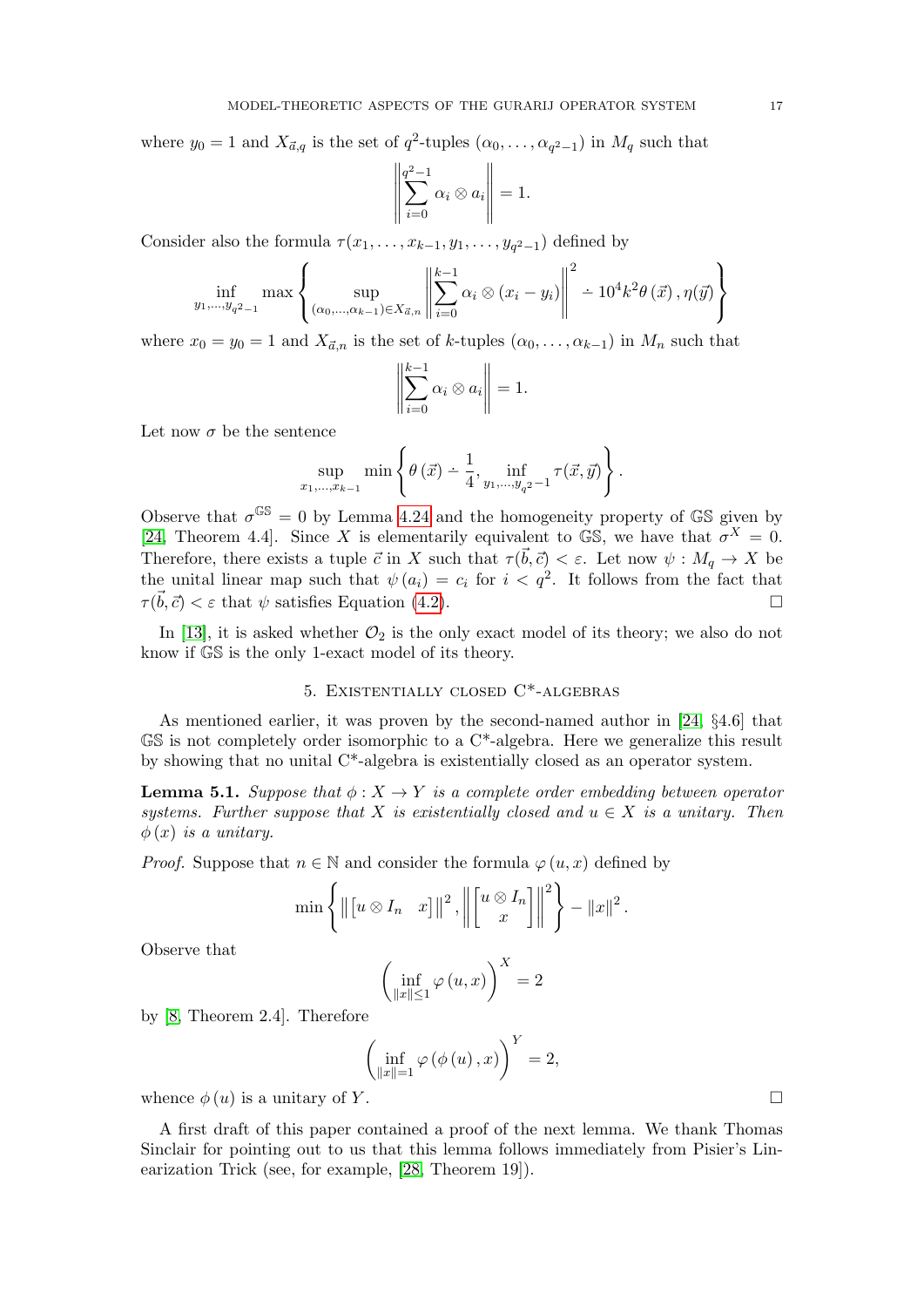where $y_0 = 1$ and $X_{\vec{a},q}$ is the set of $q^2$-tuples $(\alpha_0, \ldots, \alpha_{q^2-1})$ in $M_q$ such that

$$\left\| \sum_{i=0}^{q^2-1} \alpha_i \otimes a_i \right\| = 1.$$

Consider also the formula $\tau(x_1, \ldots, x_{k-1}, y_1, \ldots, y_{q^2-1})$ defined by

$$\inf_{y_1,\ldots,y_{q^2-1}} \max \left\{ \sup_{(\alpha_0,\ldots,\alpha_{k-1})\in X_{\vec{a},n}} \left\| \sum_{i=0}^{k-1} \alpha_i \otimes (x_i - y_i) \right\|^2 \dot{-} 10^4 k^2 \theta\left(\vec{x}\right), \eta(\vec{y}) \right\}$$

where $x_0 = y_0 = 1$ and $X_{\vec{a},n}$ is the set of $k$-tuples $(\alpha_0, \ldots, \alpha_{k-1})$ in $M_n$ such that

$$\left\| \sum_{i=0}^{k-1} \alpha_i \otimes a_i \right\| = 1.$$

Let now $\sigma$ be the sentence

$$\sup_{x_1,\ldots,x_{k-1}} \min \left\{ \theta\left(\vec{x}\right) \dot{-} \frac{1}{4}, \inf_{y_1,\ldots,y_{q^2-1}} \tau(\vec{x}, \vec{y}) \right\}.$$

Observe that $\sigma^{\mathbb{GS}} = 0$ by Lemma 4.24 and the homogeneity property of $\mathbb{GS}$ given by [24, Theorem 4.4]. Since $X$ is elementarily equivalent to $\mathbb{GS}$, we have that $\sigma^X = 0$. Therefore, there exists a tuple $\vec{c}$ in $X$ such that $\tau(\vec{b}, \vec{c}) < \varepsilon$. Let now $\psi : M_q \to X$ be the unital linear map such that $\psi(a_i) = c_i$ for $i < q^2$. It follows from the fact that $\tau(\vec{b}, \vec{c}) < \varepsilon$ that $\psi$ satisfies Equation (4.2). ◻

In [13], it is asked whether $\mathcal{O}_2$ is the only exact model of its theory; we also do not know if $\mathbb{GS}$ is the only 1-exact model of its theory.

## 5. Existentially closed C*-algebras

As mentioned earlier, it was proven by the second-named author in [24, §4.6] that $\mathbb{GS}$ is not completely order isomorphic to a C*-algebra. Here we generalize this result by showing that no unital C*-algebra is existentially closed as an operator system.

**Lemma 5.1.** *Suppose that $\phi : X \to Y$ is a complete order embedding between operator systems. Further suppose that $X$ is existentially closed and $u \in X$ is a unitary. Then $\phi(x)$ is a unitary.*

*Proof.* Suppose that $n \in \mathbb{N}$ and consider the formula $\varphi(u, x)$ defined by

$$\min \left\{ \left\| \begin{bmatrix} u \otimes I_n & x \end{bmatrix} \right\|^2, \left\| \begin{bmatrix} u \otimes I_n \\ x \end{bmatrix} \right\|^2 \right\} - \|x\|^2.$$

Observe that

$$\left( \inf_{\|x\| \le 1} \varphi(u, x) \right)^X = 2$$

by [8, Theorem 2.4]. Therefore

$$\left( \inf_{\|x\| = 1} \varphi(\phi(u), x) \right)^Y = 2,$$

whence $\phi(u)$ is a unitary of $Y$. ◻

A first draft of this paper contained a proof of the next lemma. We thank Thomas Sinclair for pointing out to us that this lemma follows immediately from Pisier's Linearization Trick (see, for example, [28, Theorem 19]).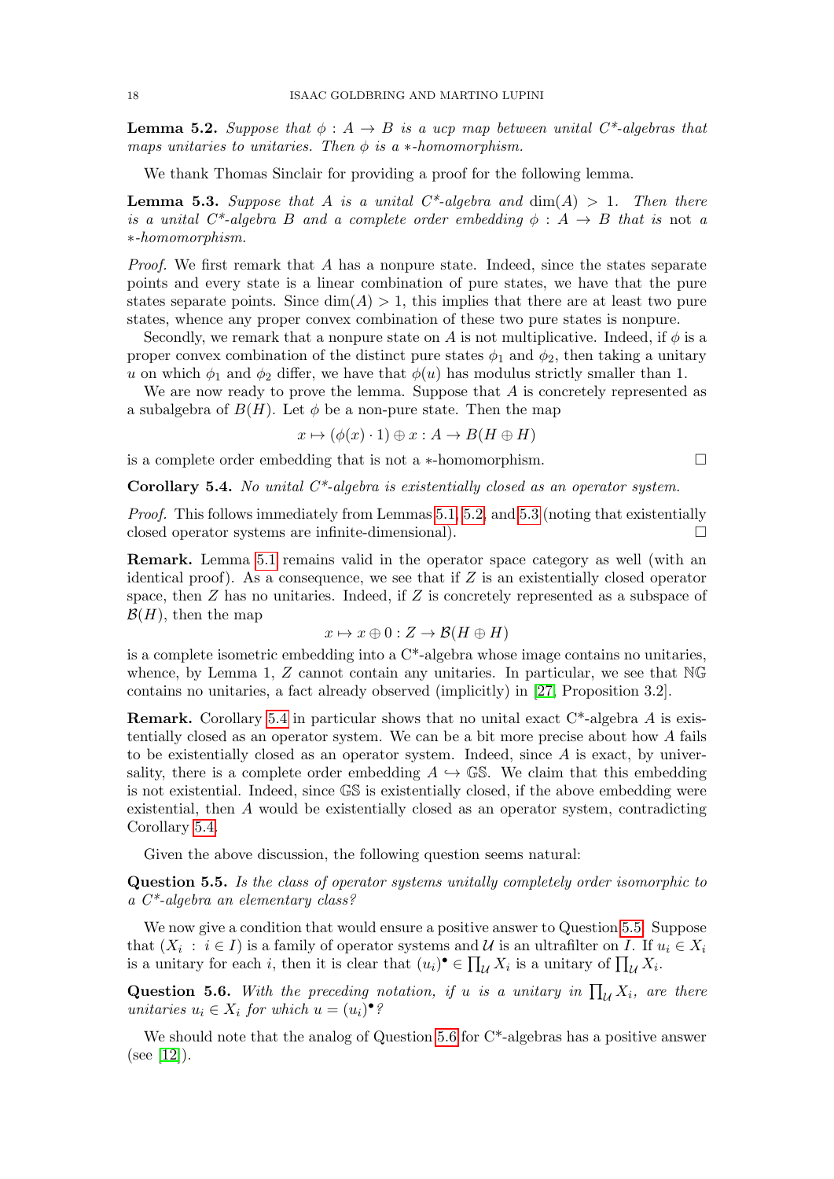**Lemma 5.2.** *Suppose that $\phi : A \to B$ is a ucp map between unital C\*-algebras that maps unitaries to unitaries. Then $\phi$ is a \*-homomorphism.*

We thank Thomas Sinclair for providing a proof for the following lemma.

**Lemma 5.3.** *Suppose that $A$ is a unital C\*-algebra and $\dim(A) > 1$. Then there is a unital C\*-algebra $B$ and a complete order embedding $\phi : A \to B$ that is* not *a \*-homomorphism.*

*Proof.* We first remark that $A$ has a nonpure state. Indeed, since the states separate points and every state is a linear combination of pure states, we have that the pure states separate points. Since $\dim(A) > 1$, this implies that there are at least two pure states, whence any proper convex combination of these two pure states is nonpure.

Secondly, we remark that a nonpure state on $A$ is not multiplicative. Indeed, if $\phi$ is a proper convex combination of the distinct pure states $\phi_1$ and $\phi_2$, then taking a unitary $u$ on which $\phi_1$ and $\phi_2$ differ, we have that $\phi(u)$ has modulus strictly smaller than 1.

We are now ready to prove the lemma. Suppose that $A$ is concretely represented as a subalgebra of $B(H)$. Let $\phi$ be a non-pure state. Then the map

$$x \mapsto (\phi(x) \cdot 1) \oplus x : A \to B(H \oplus H)$$

is a complete order embedding that is not a \*-homomorphism. □

**Corollary 5.4.** *No unital C\*-algebra is existentially closed as an operator system.*

*Proof.* This follows immediately from Lemmas 5.1, 5.2, and 5.3 (noting that existentially closed operator systems are infinite-dimensional). □

**Remark.** Lemma 5.1 remains valid in the operator space category as well (with an identical proof). As a consequence, we see that if $Z$ is an existentially closed operator space, then $Z$ has no unitaries. Indeed, if $Z$ is concretely represented as a subspace of $\mathcal{B}(H)$, then the map

$$x \mapsto x \oplus 0 : Z \to \mathcal{B}(H \oplus H)$$

is a complete isometric embedding into a C\*-algebra whose image contains no unitaries, whence, by Lemma 1, $Z$ cannot contain any unitaries. In particular, we see that $\mathbb{NG}$ contains no unitaries, a fact already observed (implicitly) in [27, Proposition 3.2].

**Remark.** Corollary 5.4 in particular shows that no unital exact C\*-algebra $A$ is existentially closed as an operator system. We can be a bit more precise about how $A$ fails to be existentially closed as an operator system. Indeed, since $A$ is exact, by universality, there is a complete order embedding $A \hookrightarrow \mathbb{GS}$. We claim that this embedding is not existential. Indeed, since $\mathbb{GS}$ is existentially closed, if the above embedding were existential, then $A$ would be existentially closed as an operator system, contradicting Corollary 5.4.

Given the above discussion, the following question seems natural:

**Question 5.5.** *Is the class of operator systems unitally completely order isomorphic to a C\*-algebra an elementary class?*

We now give a condition that would ensure a positive answer to Question 5.5. Suppose that $(X_i : i \in I)$ is a family of operator systems and $\mathcal{U}$ is an ultrafilter on $I$. If $u_i \in X_i$ is a unitary for each $i$, then it is clear that $(u_i)^\bullet \in \prod_{\mathcal{U}} X_i$ is a unitary of $\prod_{\mathcal{U}} X_i$.

**Question 5.6.** *With the preceding notation, if $u$ is a unitary in $\prod_{\mathcal{U}} X_i$, are there unitaries $u_i \in X_i$ for which $u = (u_i)^\bullet$?*

We should note that the analog of Question 5.6 for C\*-algebras has a positive answer (see [12]).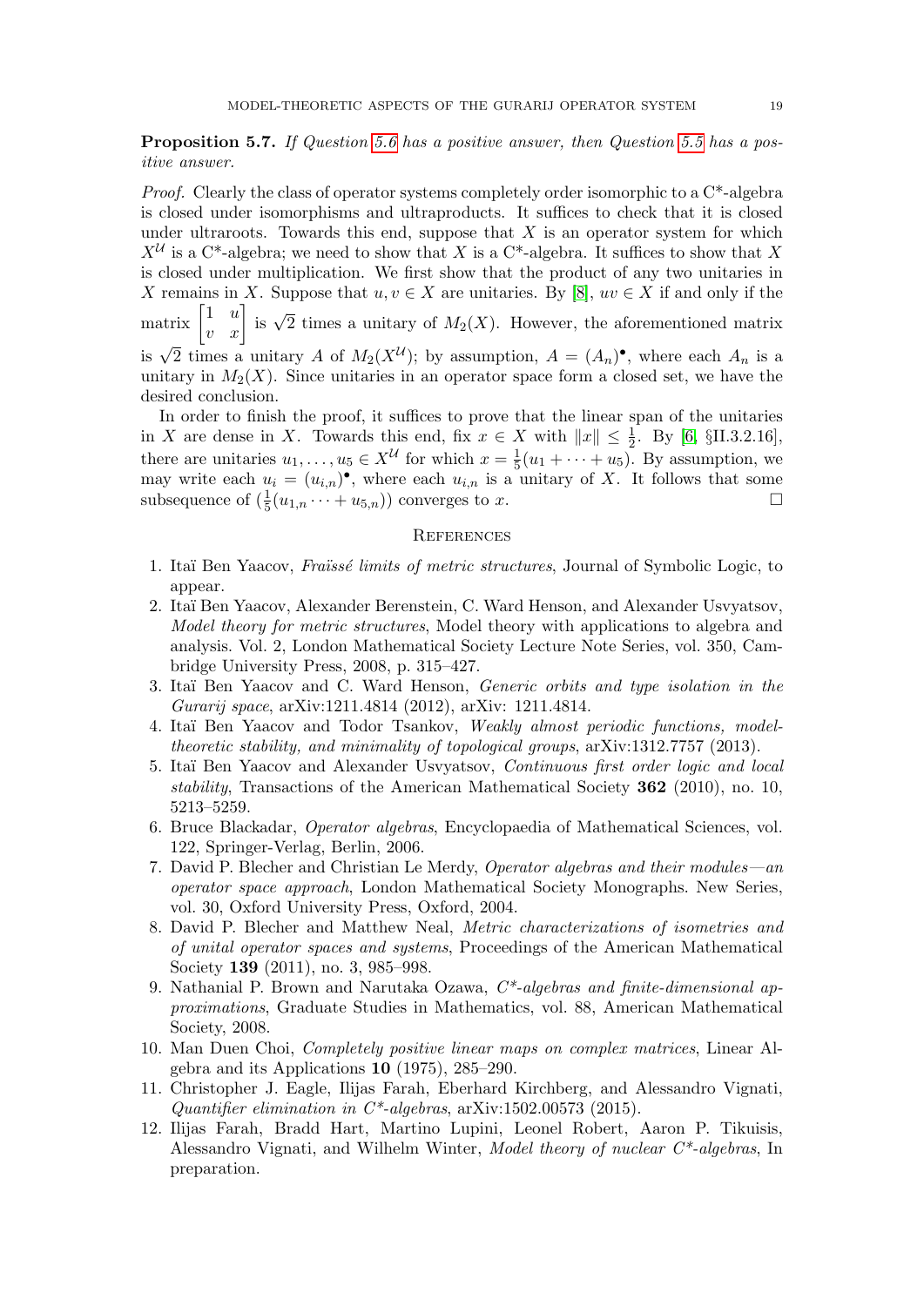**Proposition 5.7.** *If Question 5.6 has a positive answer, then Question 5.5 has a positive answer.*

*Proof.* Clearly the class of operator systems completely order isomorphic to a C*-algebra is closed under isomorphisms and ultraproducts. It suffices to check that it is closed under ultraroots. Towards this end, suppose that $X$ is an operator system for which $X^{\mathcal{U}}$ is a C*-algebra; we need to show that $X$ is a C*-algebra. It suffices to show that $X$ is closed under multiplication. We first show that the product of any two unitaries in $X$ remains in $X$. Suppose that $u, v \in X$ are unitaries. By [8], $uv \in X$ if and only if the matrix $\begin{bmatrix} 1 & u \\ v & x \end{bmatrix}$ is $\sqrt{2}$ times a unitary of $M_2(X)$. However, the aforementioned matrix is $\sqrt{2}$ times a unitary $A$ of $M_2(X^{\mathcal{U}})$; by assumption, $A = (A_n)^\bullet$, where each $A_n$ is a unitary in $M_2(X)$. Since unitaries in an operator space form a closed set, we have the desired conclusion.

In order to finish the proof, it suffices to prove that the linear span of the unitaries in $X$ are dense in $X$. Towards this end, fix $x \in X$ with $\|x\| \leq \frac{1}{2}$. By [6, §II.3.2.16], there are unitaries $u_1, \ldots, u_5 \in X^{\mathcal{U}}$ for which $x = \frac{1}{5}(u_1 + \cdots + u_5)$. By assumption, we may write each $u_i = (u_{i,n})^\bullet$, where each $u_{i,n}$ is a unitary of $X$. It follows that some subsequence of $(\frac{1}{5}(u_{1,n} \cdots + u_{5,n}))$ converges to $x$. □

## References

1. Itaï Ben Yaacov, *Fraïssé limits of metric structures*, Journal of Symbolic Logic, to appear.
2. Itaï Ben Yaacov, Alexander Berenstein, C. Ward Henson, and Alexander Usvyatsov, *Model theory for metric structures*, Model theory with applications to algebra and analysis. Vol. 2, London Mathematical Society Lecture Note Series, vol. 350, Cambridge University Press, 2008, p. 315–427.
3. Itaï Ben Yaacov and C. Ward Henson, *Generic orbits and type isolation in the Gurarij space*, arXiv:1211.4814 (2012), arXiv: 1211.4814.
4. Itaï Ben Yaacov and Todor Tsankov, *Weakly almost periodic functions, model-theoretic stability, and minimality of topological groups*, arXiv:1312.7757 (2013).
5. Itaï Ben Yaacov and Alexander Usvyatsov, *Continuous first order logic and local stability*, Transactions of the American Mathematical Society **362** (2010), no. 10, 5213–5259.
6. Bruce Blackadar, *Operator algebras*, Encyclopaedia of Mathematical Sciences, vol. 122, Springer-Verlag, Berlin, 2006.
7. David P. Blecher and Christian Le Merdy, *Operator algebras and their modules—an operator space approach*, London Mathematical Society Monographs. New Series, vol. 30, Oxford University Press, Oxford, 2004.
8. David P. Blecher and Matthew Neal, *Metric characterizations of isometries and of unital operator spaces and systems*, Proceedings of the American Mathematical Society **139** (2011), no. 3, 985–998.
9. Nathanial P. Brown and Narutaka Ozawa, *C*-algebras and finite-dimensional approximations*, Graduate Studies in Mathematics, vol. 88, American Mathematical Society, 2008.
10. Man Duen Choi, *Completely positive linear maps on complex matrices*, Linear Algebra and its Applications **10** (1975), 285–290.
11. Christopher J. Eagle, Ilijas Farah, Eberhard Kirchberg, and Alessandro Vignati, *Quantifier elimination in C*-algebras*, arXiv:1502.00573 (2015).
12. Ilijas Farah, Bradd Hart, Martino Lupini, Leonel Robert, Aaron P. Tikuisis, Alessandro Vignati, and Wilhelm Winter, *Model theory of nuclear C*-algebras*, In preparation.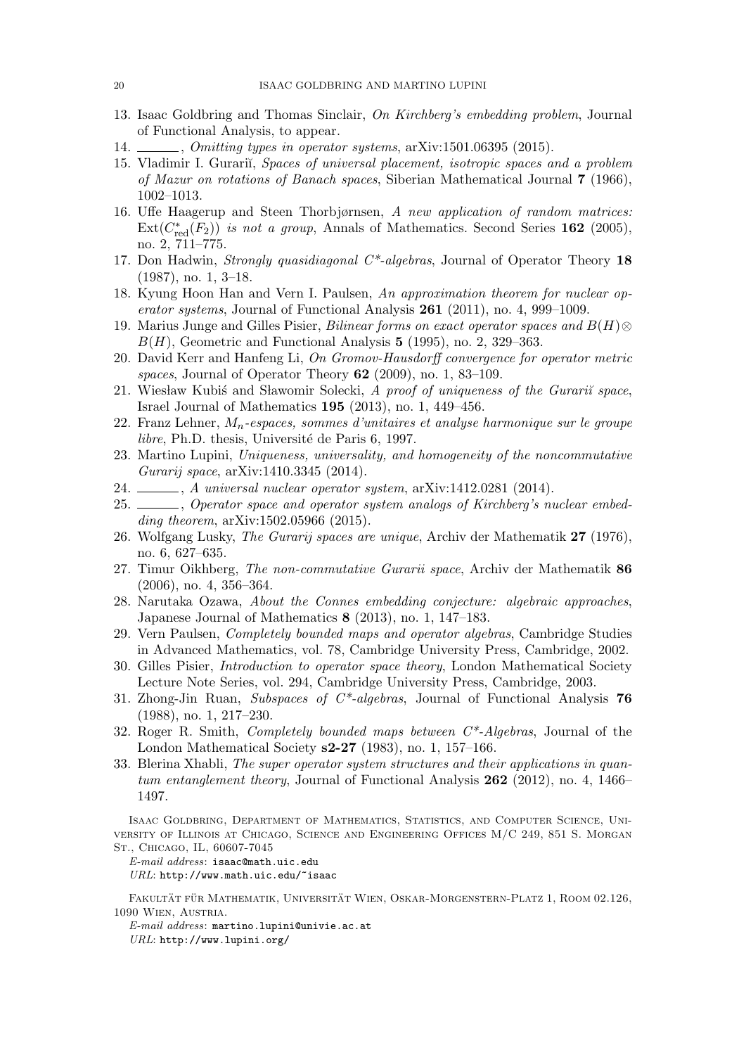13. Isaac Goldbring and Thomas Sinclair, *On Kirchberg's embedding problem*, Journal of Functional Analysis, to appear.
14. ______, *Omitting types in operator systems*, arXiv:1501.06395 (2015).
15. Vladimir I. Gurariĭ, *Spaces of universal placement, isotropic spaces and a problem of Mazur on rotations of Banach spaces*, Siberian Mathematical Journal **7** (1966), 1002–1013.
16. Uffe Haagerup and Steen Thorbjørnsen, *A new application of random matrices: $\mathrm{Ext}(C^*_{\mathrm{red}}(F_2))$ is not a group*, Annals of Mathematics. Second Series **162** (2005), no. 2, 711–775.
17. Don Hadwin, *Strongly quasidiagonal C\*-algebras*, Journal of Operator Theory **18** (1987), no. 1, 3–18.
18. Kyung Hoon Han and Vern I. Paulsen, *An approximation theorem for nuclear operator systems*, Journal of Functional Analysis **261** (2011), no. 4, 999–1009.
19. Marius Junge and Gilles Pisier, *Bilinear forms on exact operator spaces and $B(H) \otimes B(H)$*, Geometric and Functional Analysis **5** (1995), no. 2, 329–363.
20. David Kerr and Hanfeng Li, *On Gromov-Hausdorff convergence for operator metric spaces*, Journal of Operator Theory **62** (2009), no. 1, 83–109.
21. Wiesław Kubiś and Sławomir Solecki, *A proof of uniqueness of the Gurariĭ space*, Israel Journal of Mathematics **195** (2013), no. 1, 449–456.
22. Franz Lehner, *$M_n$-espaces, sommes d'unitaires et analyse harmonique sur le groupe libre*, Ph.D. thesis, Université de Paris 6, 1997.
23. Martino Lupini, *Uniqueness, universality, and homogeneity of the noncommutative Gurarij space*, arXiv:1410.3345 (2014).
24. ______, *A universal nuclear operator system*, arXiv:1412.0281 (2014).
25. ______, *Operator space and operator system analogs of Kirchberg's nuclear embedding theorem*, arXiv:1502.05966 (2015).
26. Wolfgang Lusky, *The Gurarij spaces are unique*, Archiv der Mathematik **27** (1976), no. 6, 627–635.
27. Timur Oikhberg, *The non-commutative Gurarii space*, Archiv der Mathematik **86** (2006), no. 4, 356–364.
28. Narutaka Ozawa, *About the Connes embedding conjecture: algebraic approaches*, Japanese Journal of Mathematics **8** (2013), no. 1, 147–183.
29. Vern Paulsen, *Completely bounded maps and operator algebras*, Cambridge Studies in Advanced Mathematics, vol. 78, Cambridge University Press, Cambridge, 2002.
30. Gilles Pisier, *Introduction to operator space theory*, London Mathematical Society Lecture Note Series, vol. 294, Cambridge University Press, Cambridge, 2003.
31. Zhong-Jin Ruan, *Subspaces of C\*-algebras*, Journal of Functional Analysis **76** (1988), no. 1, 217–230.
32. Roger R. Smith, *Completely bounded maps between C\*-Algebras*, Journal of the London Mathematical Society **s2-27** (1983), no. 1, 157–166.
33. Blerina Xhabli, *The super operator system structures and their applications in quantum entanglement theory*, Journal of Functional Analysis **262** (2012), no. 4, 1466–1497.

Isaac Goldbring, Department of Mathematics, Statistics, and Computer Science, University of Illinois at Chicago, Science and Engineering Offices M/C 249, 851 S. Morgan St., Chicago, IL, 60607-7045

*E-mail address*: isaac@math.uic.edu
*URL*: http://www.math.uic.edu/~isaac

Fakultät für Mathematik, Universität Wien, Oskar-Morgenstern-Platz 1, Room 02.126, 1090 Wien, Austria.

*E-mail address*: martino.lupini@univie.ac.at
*URL*: http://www.lupini.org/